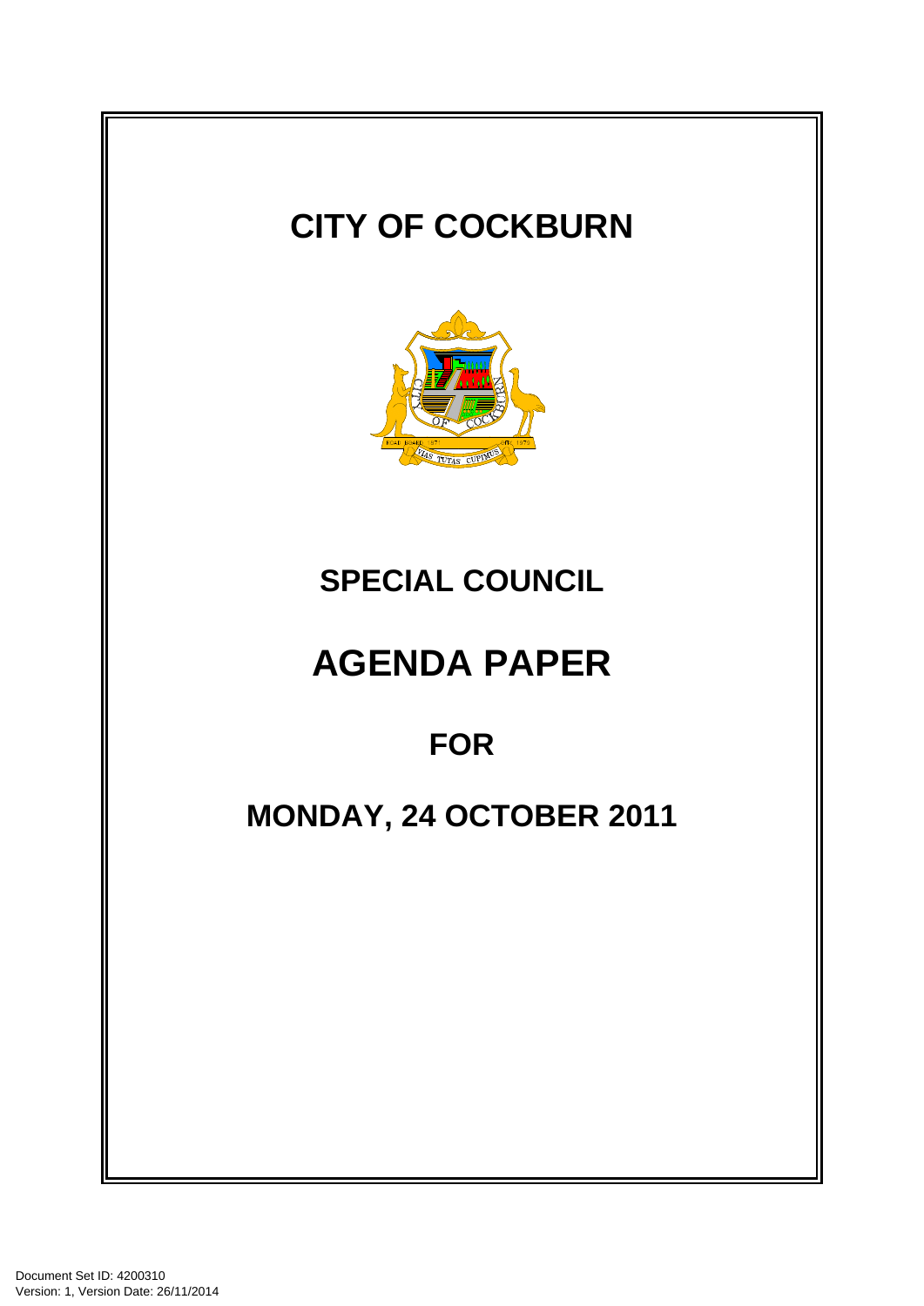# CITY OF COCKBURN

## SPECIAL COUNCIL

# AGENDA PAPER

## FOR

## MONDAY, 24 OCTOBER 2011

Document Set ID: 4200310
Version: 1, Version Date: 26/11/2014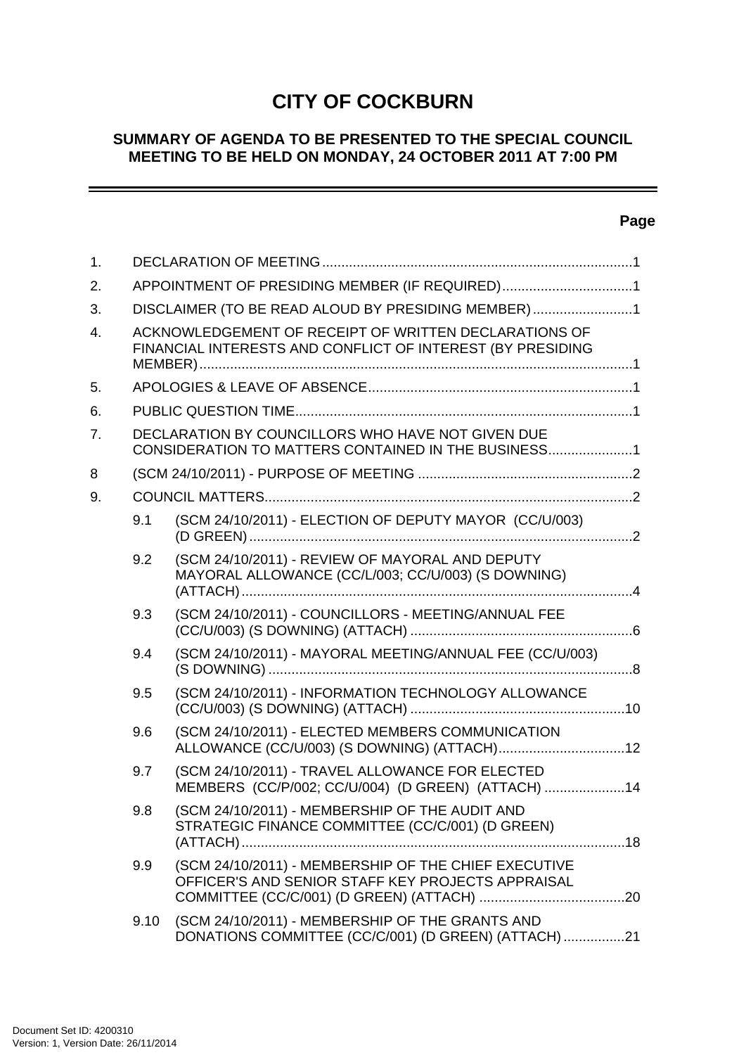# CITY OF COCKBURN

## SUMMARY OF AGENDA TO BE PRESENTED TO THE SPECIAL COUNCIL MEETING TO BE HELD ON MONDAY, 24 OCTOBER 2011 AT 7:00 PM

| | | Page |
|---|---|---|
| 1. | DECLARATION OF MEETING | 1 |
| 2. | APPOINTMENT OF PRESIDING MEMBER (IF REQUIRED) | 1 |
| 3. | DISCLAIMER (TO BE READ ALOUD BY PRESIDING MEMBER) | 1 |
| 4. | ACKNOWLEDGEMENT OF RECEIPT OF WRITTEN DECLARATIONS OF FINANCIAL INTERESTS AND CONFLICT OF INTEREST (BY PRESIDING MEMBER) | 1 |
| 5. | APOLOGIES & LEAVE OF ABSENCE | 1 |
| 6. | PUBLIC QUESTION TIME | 1 |
| 7. | DECLARATION BY COUNCILLORS WHO HAVE NOT GIVEN DUE CONSIDERATION TO MATTERS CONTAINED IN THE BUSINESS | 1 |
| 8 | (SCM 24/10/2011) - PURPOSE OF MEETING | 2 |
| 9. | COUNCIL MATTERS | 2 |
| 9.1 | (SCM 24/10/2011) - ELECTION OF DEPUTY MAYOR (CC/U/003) (D GREEN) | 2 |
| 9.2 | (SCM 24/10/2011) - REVIEW OF MAYORAL AND DEPUTY MAYORAL ALLOWANCE (CC/L/003; CC/U/003) (S DOWNING) (ATTACH) | 4 |
| 9.3 | (SCM 24/10/2011) - COUNCILLORS - MEETING/ANNUAL FEE (CC/U/003) (S DOWNING) (ATTACH) | 6 |
| 9.4 | (SCM 24/10/2011) - MAYORAL MEETING/ANNUAL FEE (CC/U/003) (S DOWNING) | 8 |
| 9.5 | (SCM 24/10/2011) - INFORMATION TECHNOLOGY ALLOWANCE (CC/U/003) (S DOWNING) (ATTACH) | 10 |
| 9.6 | (SCM 24/10/2011) - ELECTED MEMBERS COMMUNICATION ALLOWANCE (CC/U/003) (S DOWNING) (ATTACH) | 12 |
| 9.7 | (SCM 24/10/2011) - TRAVEL ALLOWANCE FOR ELECTED MEMBERS (CC/P/002; CC/U/004) (D GREEN) (ATTACH) | 14 |
| 9.8 | (SCM 24/10/2011) - MEMBERSHIP OF THE AUDIT AND STRATEGIC FINANCE COMMITTEE (CC/C/001) (D GREEN) (ATTACH) | 18 |
| 9.9 | (SCM 24/10/2011) - MEMBERSHIP OF THE CHIEF EXECUTIVE OFFICER'S AND SENIOR STAFF KEY PROJECTS APPRAISAL COMMITTEE (CC/C/001) (D GREEN) (ATTACH) | 20 |
| 9.10 | (SCM 24/10/2011) - MEMBERSHIP OF THE GRANTS AND DONATIONS COMMITTEE (CC/C/001) (D GREEN) (ATTACH) | 21 |

Document Set ID: 4200310
Version: 1, Version Date: 26/11/2014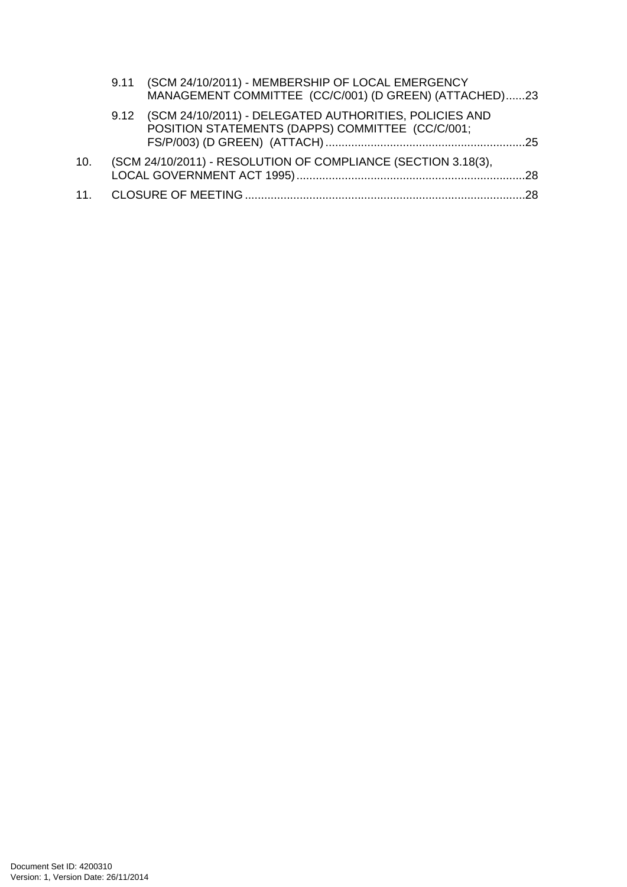9.11 (SCM 24/10/2011) - MEMBERSHIP OF LOCAL EMERGENCY MANAGEMENT COMMITTEE (CC/C/001) (D GREEN) (ATTACHED)......23

9.12 (SCM 24/10/2011) - DELEGATED AUTHORITIES, POLICIES AND POSITION STATEMENTS (DAPPS) COMMITTEE (CC/C/001; FS/P/003) (D GREEN) (ATTACH) ..............................................................25

10. (SCM 24/10/2011) - RESOLUTION OF COMPLIANCE (SECTION 3.18(3), LOCAL GOVERNMENT ACT 1995).......................................................................28

11. CLOSURE OF MEETING.......................................................................................28

Document Set ID: 4200310
Version: 1, Version Date: 26/11/2014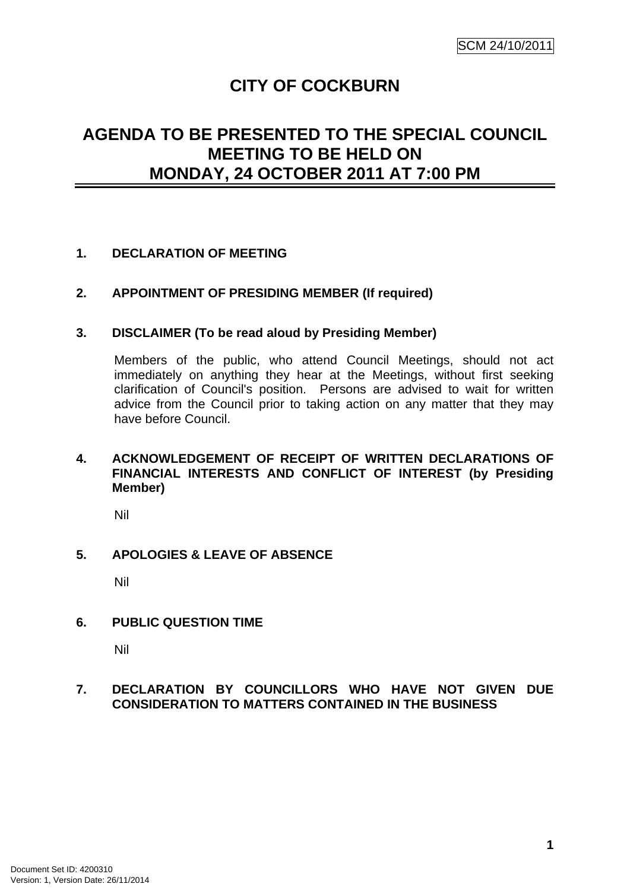# CITY OF COCKBURN

## AGENDA TO BE PRESENTED TO THE SPECIAL COUNCIL MEETING TO BE HELD ON MONDAY, 24 OCTOBER 2011 AT 7:00 PM

**1. DECLARATION OF MEETING**

**2. APPOINTMENT OF PRESIDING MEMBER (If required)**

**3. DISCLAIMER (To be read aloud by Presiding Member)**

Members of the public, who attend Council Meetings, should not act immediately on anything they hear at the Meetings, without first seeking clarification of Council's position. Persons are advised to wait for written advice from the Council prior to taking action on any matter that they may have before Council.

**4. ACKNOWLEDGEMENT OF RECEIPT OF WRITTEN DECLARATIONS OF FINANCIAL INTERESTS AND CONFLICT OF INTEREST (by Presiding Member)**

Nil

**5. APOLOGIES & LEAVE OF ABSENCE**

Nil

**6. PUBLIC QUESTION TIME**

Nil

**7. DECLARATION BY COUNCILLORS WHO HAVE NOT GIVEN DUE CONSIDERATION TO MATTERS CONTAINED IN THE BUSINESS**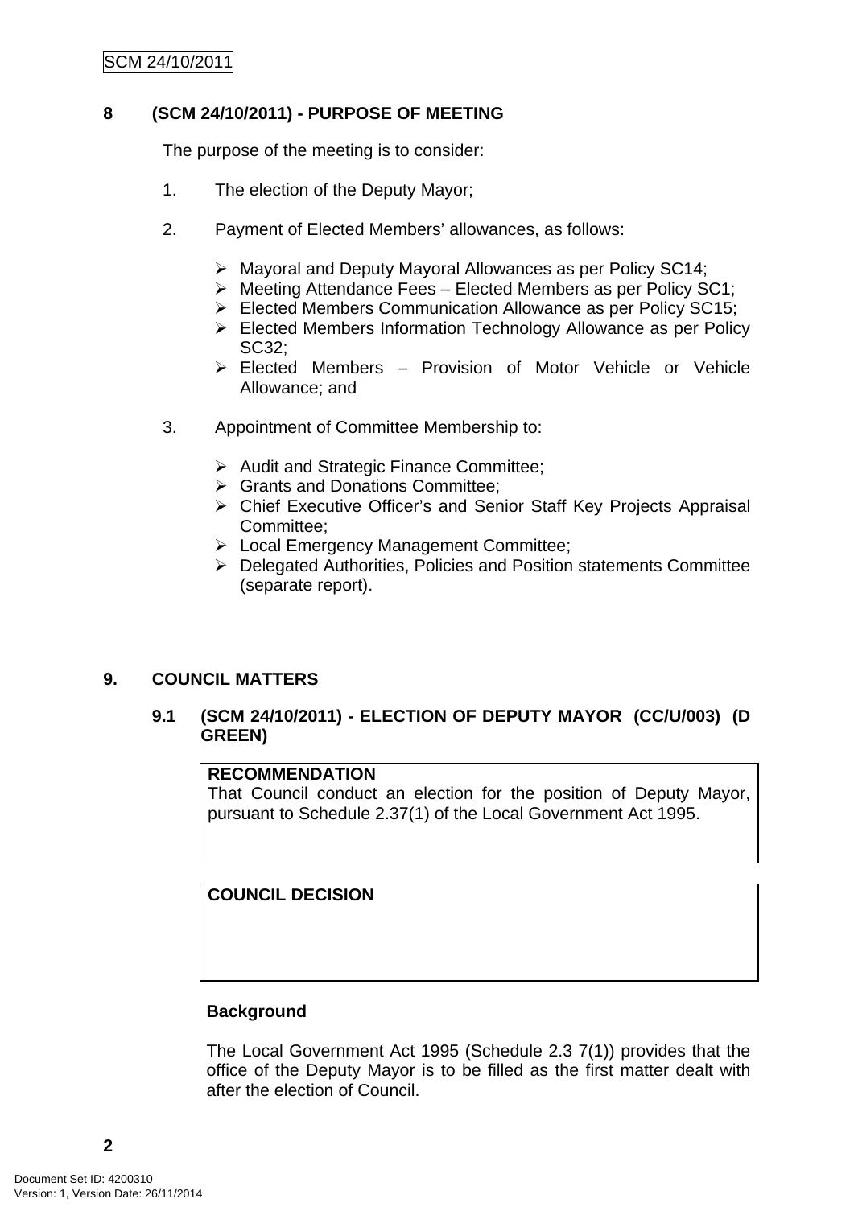## 8 (SCM 24/10/2011) - PURPOSE OF MEETING

The purpose of the meeting is to consider:

1. The election of the Deputy Mayor;

2. Payment of Elected Members' allowances, as follows:

   - Mayoral and Deputy Mayoral Allowances as per Policy SC14;
   - Meeting Attendance Fees – Elected Members as per Policy SC1;
   - Elected Members Communication Allowance as per Policy SC15;
   - Elected Members Information Technology Allowance as per Policy SC32;
   - Elected Members – Provision of Motor Vehicle or Vehicle Allowance; and

3. Appointment of Committee Membership to:

   - Audit and Strategic Finance Committee;
   - Grants and Donations Committee;
   - Chief Executive Officer's and Senior Staff Key Projects Appraisal Committee;
   - Local Emergency Management Committee;
   - Delegated Authorities, Policies and Position statements Committee (separate report).

## 9. COUNCIL MATTERS

### 9.1 (SCM 24/10/2011) - ELECTION OF DEPUTY MAYOR (CC/U/003) (D GREEN)

**RECOMMENDATION**

That Council conduct an election for the position of Deputy Mayor, pursuant to Schedule 2.37(1) of the Local Government Act 1995.

**COUNCIL DECISION**

**Background**

The Local Government Act 1995 (Schedule 2.3 7(1)) provides that the office of the Deputy Mayor is to be filled as the first matter dealt with after the election of Council.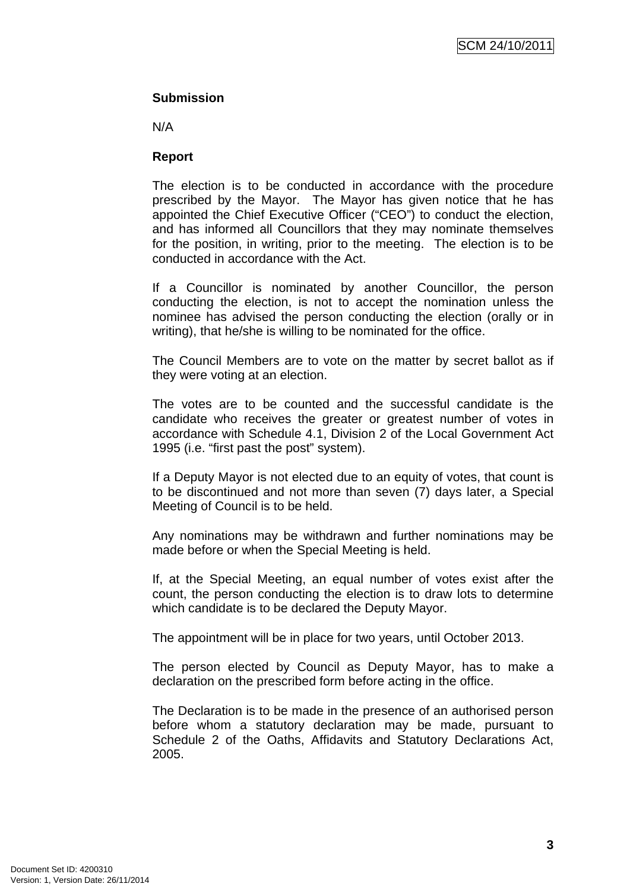**Submission**

N/A

**Report**

The election is to be conducted in accordance with the procedure prescribed by the Mayor. The Mayor has given notice that he has appointed the Chief Executive Officer ("CEO") to conduct the election, and has informed all Councillors that they may nominate themselves for the position, in writing, prior to the meeting. The election is to be conducted in accordance with the Act.

If a Councillor is nominated by another Councillor, the person conducting the election, is not to accept the nomination unless the nominee has advised the person conducting the election (orally or in writing), that he/she is willing to be nominated for the office.

The Council Members are to vote on the matter by secret ballot as if they were voting at an election.

The votes are to be counted and the successful candidate is the candidate who receives the greater or greatest number of votes in accordance with Schedule 4.1, Division 2 of the Local Government Act 1995 (i.e. "first past the post" system).

If a Deputy Mayor is not elected due to an equity of votes, that count is to be discontinued and not more than seven (7) days later, a Special Meeting of Council is to be held.

Any nominations may be withdrawn and further nominations may be made before or when the Special Meeting is held.

If, at the Special Meeting, an equal number of votes exist after the count, the person conducting the election is to draw lots to determine which candidate is to be declared the Deputy Mayor.

The appointment will be in place for two years, until October 2013.

The person elected by Council as Deputy Mayor, has to make a declaration on the prescribed form before acting in the office.

The Declaration is to be made in the presence of an authorised person before whom a statutory declaration may be made, pursuant to Schedule 2 of the Oaths, Affidavits and Statutory Declarations Act, 2005.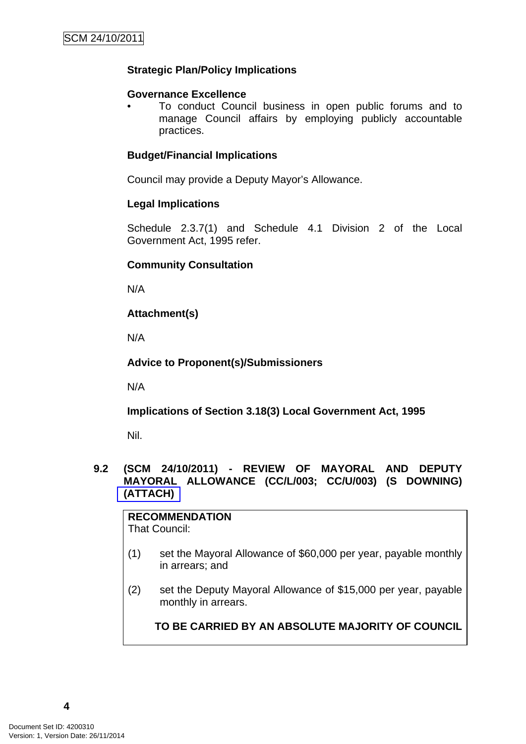**Strategic Plan/Policy Implications**

**Governance Excellence**

- To conduct Council business in open public forums and to manage Council affairs by employing publicly accountable practices.

**Budget/Financial Implications**

Council may provide a Deputy Mayor's Allowance.

**Legal Implications**

Schedule 2.3.7(1) and Schedule 4.1 Division 2 of the Local Government Act, 1995 refer.

**Community Consultation**

N/A

**Attachment(s)**

N/A

**Advice to Proponent(s)/Submissioners**

N/A

**Implications of Section 3.18(3) Local Government Act, 1995**

Nil.

## 9.2 (SCM 24/10/2011) - REVIEW OF MAYORAL AND DEPUTY MAYORAL ALLOWANCE (CC/L/003; CC/U/003) (S DOWNING) (ATTACH)

**RECOMMENDATION**

That Council:

(1) set the Mayoral Allowance of $60,000 per year, payable monthly in arrears; and

(2) set the Deputy Mayoral Allowance of $15,000 per year, payable monthly in arrears.

**TO BE CARRIED BY AN ABSOLUTE MAJORITY OF COUNCIL**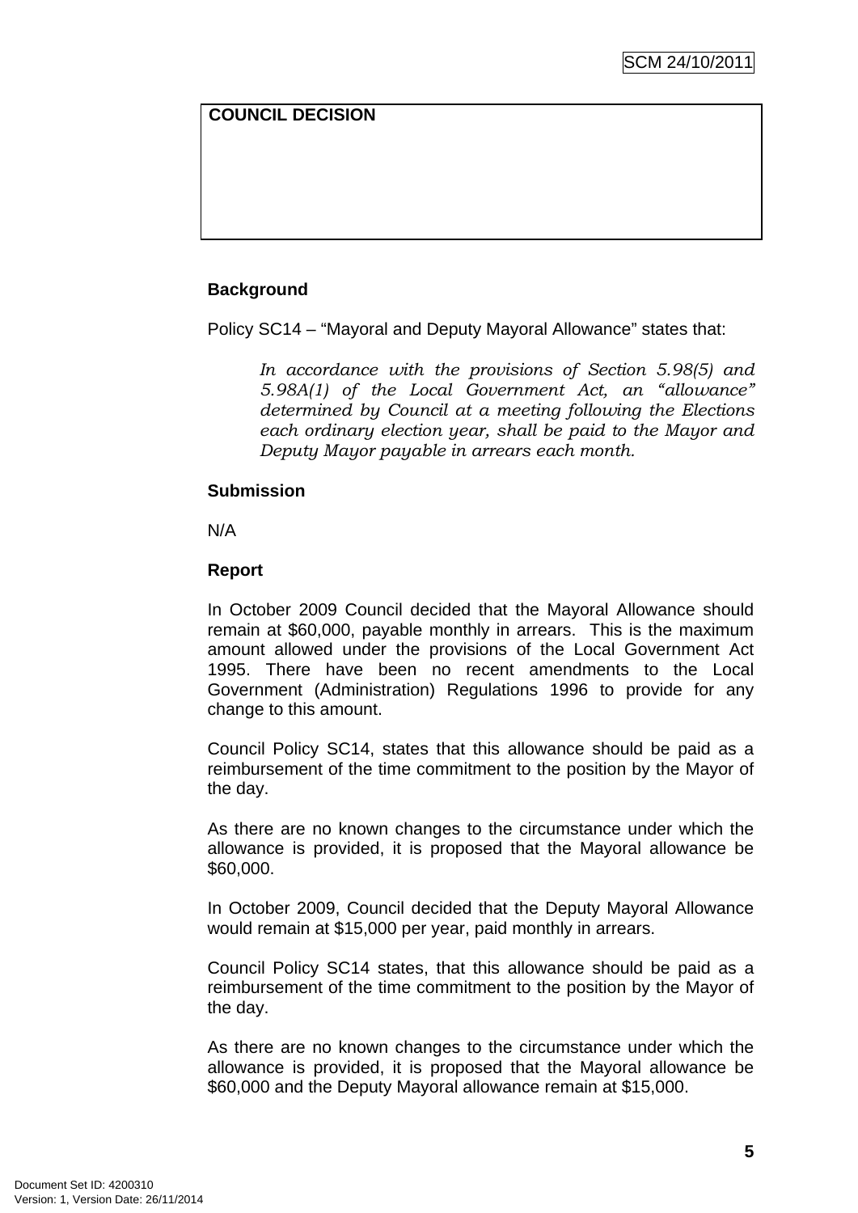**COUNCIL DECISION**

**Background**

Policy SC14 – "Mayoral and Deputy Mayoral Allowance" states that:

> *In accordance with the provisions of Section 5.98(5) and 5.98A(1) of the Local Government Act, an "allowance" determined by Council at a meeting following the Elections each ordinary election year, shall be paid to the Mayor and Deputy Mayor payable in arrears each month.*

**Submission**

N/A

**Report**

In October 2009 Council decided that the Mayoral Allowance should remain at $60,000, payable monthly in arrears. This is the maximum amount allowed under the provisions of the Local Government Act 1995. There have been no recent amendments to the Local Government (Administration) Regulations 1996 to provide for any change to this amount.

Council Policy SC14, states that this allowance should be paid as a reimbursement of the time commitment to the position by the Mayor of the day.

As there are no known changes to the circumstance under which the allowance is provided, it is proposed that the Mayoral allowance be $60,000.

In October 2009, Council decided that the Deputy Mayoral Allowance would remain at $15,000 per year, paid monthly in arrears.

Council Policy SC14 states, that this allowance should be paid as a reimbursement of the time commitment to the position by the Mayor of the day.

As there are no known changes to the circumstance under which the allowance is provided, it is proposed that the Mayoral allowance be $60,000 and the Deputy Mayoral allowance remain at $15,000.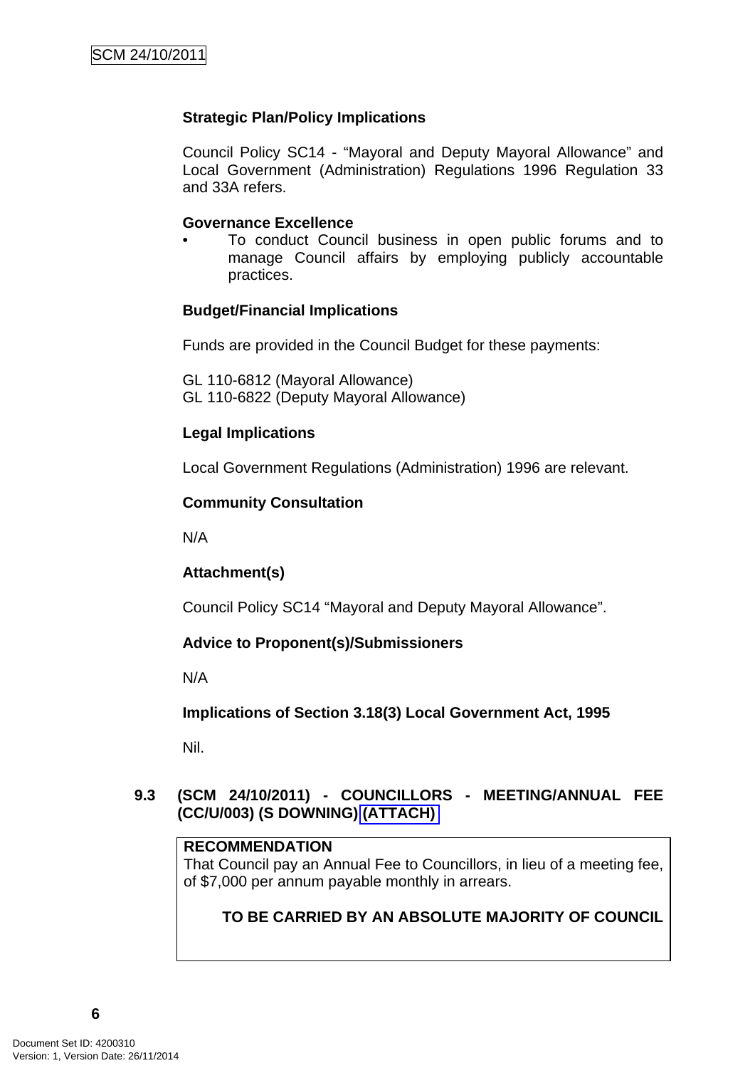**Strategic Plan/Policy Implications**

Council Policy SC14 - "Mayoral and Deputy Mayoral Allowance" and Local Government (Administration) Regulations 1996 Regulation 33 and 33A refers.

**Governance Excellence**

- To conduct Council business in open public forums and to manage Council affairs by employing publicly accountable practices.

**Budget/Financial Implications**

Funds are provided in the Council Budget for these payments:

GL 110-6812 (Mayoral Allowance)
GL 110-6822 (Deputy Mayoral Allowance)

**Legal Implications**

Local Government Regulations (Administration) 1996 are relevant.

**Community Consultation**

N/A

**Attachment(s)**

Council Policy SC14 "Mayoral and Deputy Mayoral Allowance".

**Advice to Proponent(s)/Submissioners**

N/A

**Implications of Section 3.18(3) Local Government Act, 1995**

Nil.

## 9.3 (SCM 24/10/2011) - COUNCILLORS - MEETING/ANNUAL FEE (CC/U/003) (S DOWNING) (ATTACH)

**RECOMMENDATION**

That Council pay an Annual Fee to Councillors, in lieu of a meeting fee, of $7,000 per annum payable monthly in arrears.

**TO BE CARRIED BY AN ABSOLUTE MAJORITY OF COUNCIL**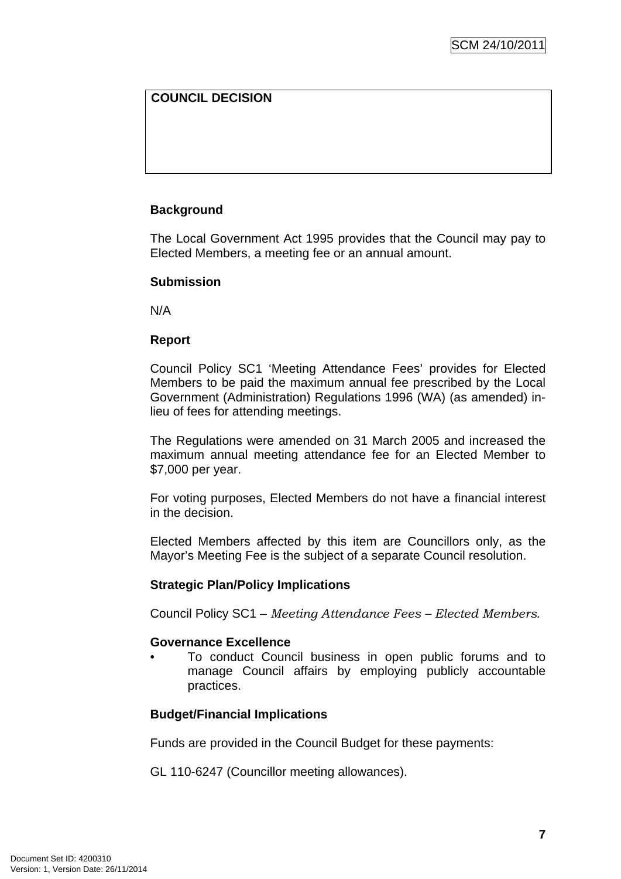| COUNCIL DECISION |
| --- |
| |

**Background**

The Local Government Act 1995 provides that the Council may pay to Elected Members, a meeting fee or an annual amount.

**Submission**

N/A

**Report**

Council Policy SC1 'Meeting Attendance Fees' provides for Elected Members to be paid the maximum annual fee prescribed by the Local Government (Administration) Regulations 1996 (WA) (as amended) in-lieu of fees for attending meetings.

The Regulations were amended on 31 March 2005 and increased the maximum annual meeting attendance fee for an Elected Member to $7,000 per year.

For voting purposes, Elected Members do not have a financial interest in the decision.

Elected Members affected by this item are Councillors only, as the Mayor's Meeting Fee is the subject of a separate Council resolution.

**Strategic Plan/Policy Implications**

Council Policy SC1 – *Meeting Attendance Fees – Elected Members*.

**Governance Excellence**

- To conduct Council business in open public forums and to manage Council affairs by employing publicly accountable practices.

**Budget/Financial Implications**

Funds are provided in the Council Budget for these payments:

GL 110-6247 (Councillor meeting allowances).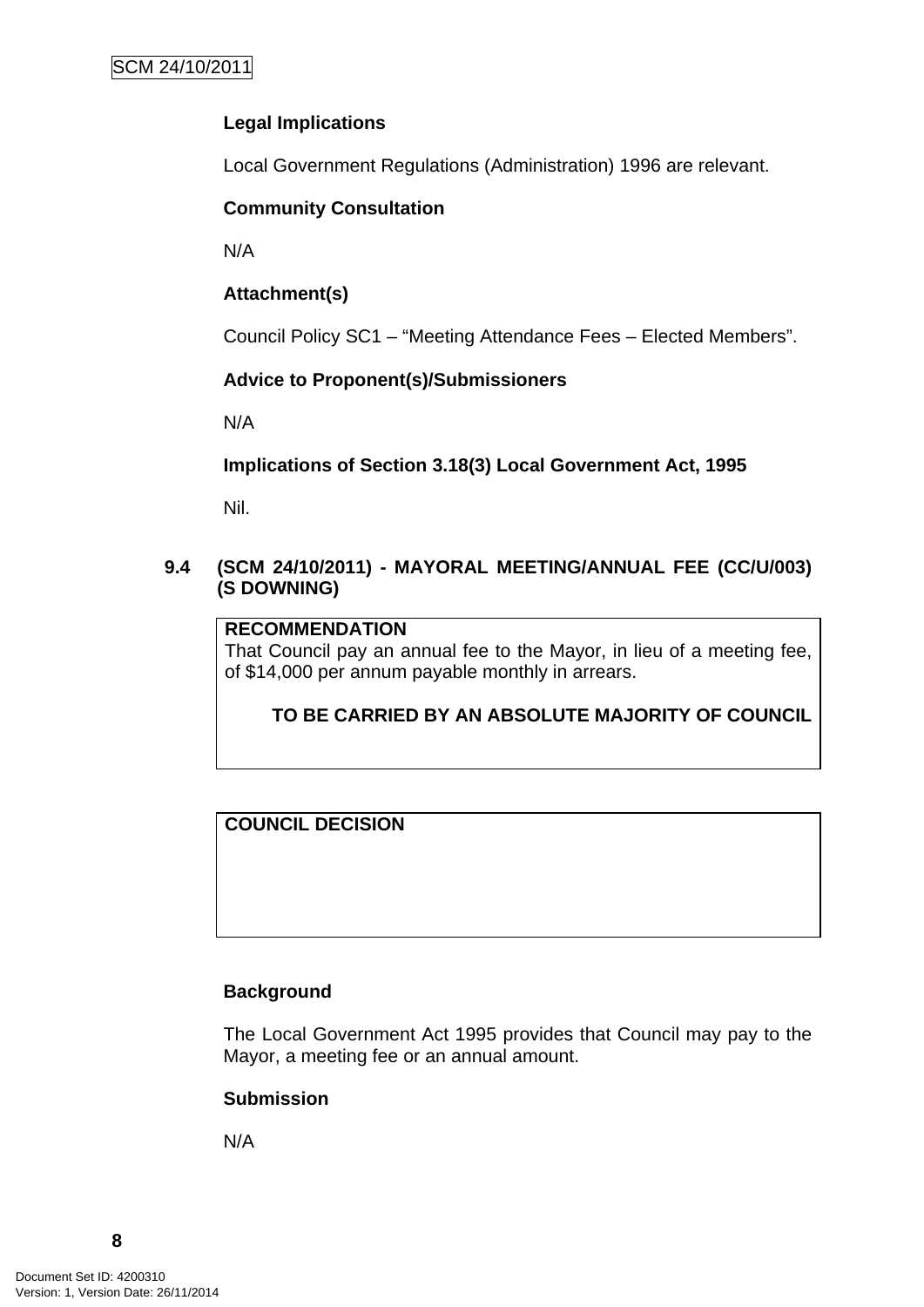**Legal Implications**

Local Government Regulations (Administration) 1996 are relevant.

**Community Consultation**

N/A

**Attachment(s)**

Council Policy SC1 – "Meeting Attendance Fees – Elected Members".

**Advice to Proponent(s)/Submissioners**

N/A

**Implications of Section 3.18(3) Local Government Act, 1995**

Nil.

### 9.4 (SCM 24/10/2011) - MAYORAL MEETING/ANNUAL FEE (CC/U/003) (S DOWNING)

**RECOMMENDATION**

That Council pay an annual fee to the Mayor, in lieu of a meeting fee, of $14,000 per annum payable monthly in arrears.

**TO BE CARRIED BY AN ABSOLUTE MAJORITY OF COUNCIL**

**COUNCIL DECISION**

**Background**

The Local Government Act 1995 provides that Council may pay to the Mayor, a meeting fee or an annual amount.

**Submission**

N/A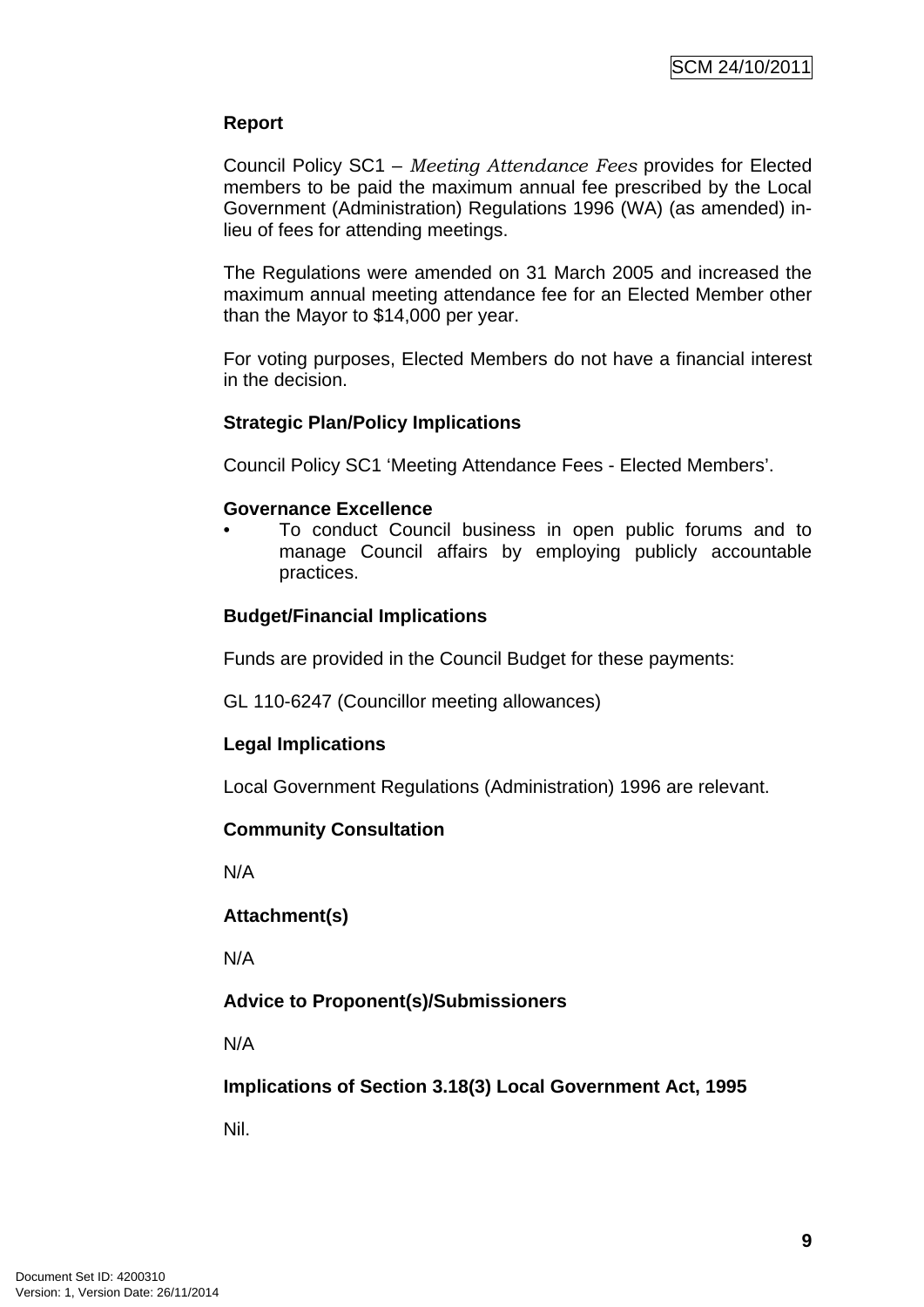**Report**

Council Policy SC1 – *Meeting Attendance Fees* provides for Elected members to be paid the maximum annual fee prescribed by the Local Government (Administration) Regulations 1996 (WA) (as amended) in-lieu of fees for attending meetings.

The Regulations were amended on 31 March 2005 and increased the maximum annual meeting attendance fee for an Elected Member other than the Mayor to $14,000 per year.

For voting purposes, Elected Members do not have a financial interest in the decision.

**Strategic Plan/Policy Implications**

Council Policy SC1 'Meeting Attendance Fees - Elected Members'.

**Governance Excellence**

- To conduct Council business in open public forums and to manage Council affairs by employing publicly accountable practices.

**Budget/Financial Implications**

Funds are provided in the Council Budget for these payments:

GL 110-6247 (Councillor meeting allowances)

**Legal Implications**

Local Government Regulations (Administration) 1996 are relevant.

**Community Consultation**

N/A

**Attachment(s)**

N/A

**Advice to Proponent(s)/Submissioners**

N/A

**Implications of Section 3.18(3) Local Government Act, 1995**

Nil.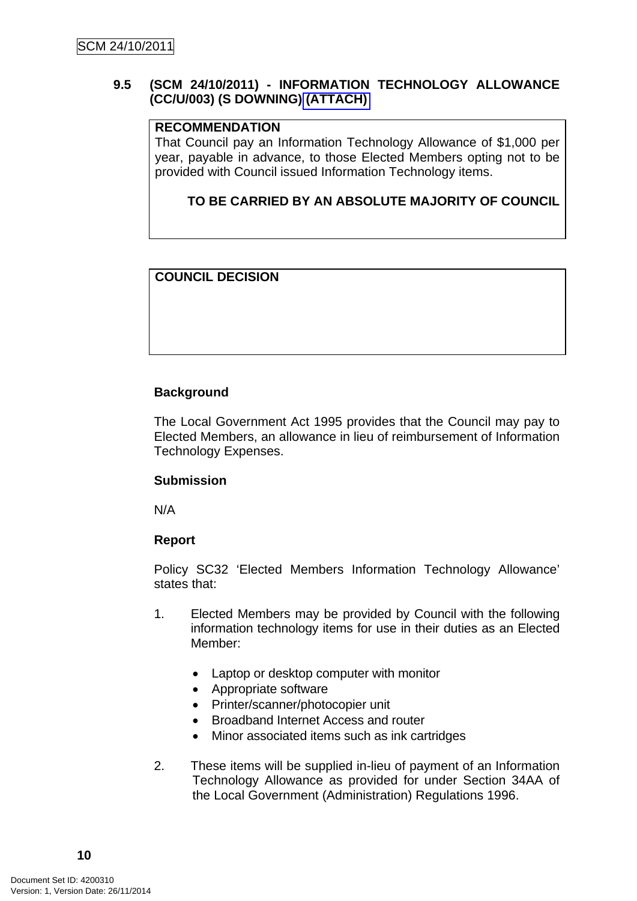### 9.5 (SCM 24/10/2011) - INFORMATION TECHNOLOGY ALLOWANCE (CC/U/003) (S DOWNING) (ATTACH)

**RECOMMENDATION**

That Council pay an Information Technology Allowance of $1,000 per year, payable in advance, to those Elected Members opting not to be provided with Council issued Information Technology items.

**TO BE CARRIED BY AN ABSOLUTE MAJORITY OF COUNCIL**

**COUNCIL DECISION**

**Background**

The Local Government Act 1995 provides that the Council may pay to Elected Members, an allowance in lieu of reimbursement of Information Technology Expenses.

**Submission**

N/A

**Report**

Policy SC32 'Elected Members Information Technology Allowance' states that:

1. Elected Members may be provided by Council with the following information technology items for use in their duties as an Elected Member:

    - Laptop or desktop computer with monitor
    - Appropriate software
    - Printer/scanner/photocopier unit
    - Broadband Internet Access and router
    - Minor associated items such as ink cartridges

2. These items will be supplied in-lieu of payment of an Information Technology Allowance as provided for under Section 34AA of the Local Government (Administration) Regulations 1996.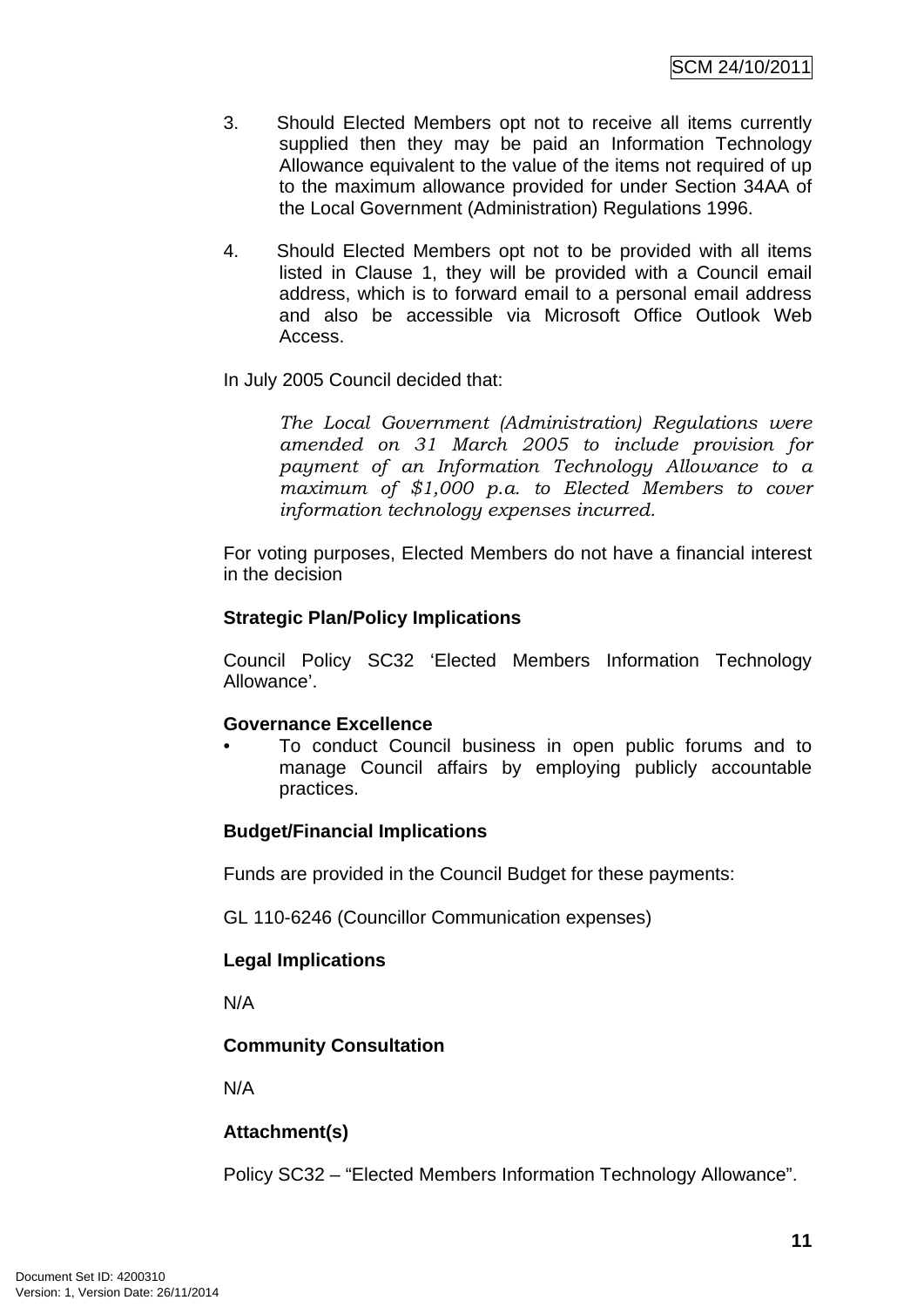3. Should Elected Members opt not to receive all items currently supplied then they may be paid an Information Technology Allowance equivalent to the value of the items not required of up to the maximum allowance provided for under Section 34AA of the Local Government (Administration) Regulations 1996.

4. Should Elected Members opt not to be provided with all items listed in Clause 1, they will be provided with a Council email address, which is to forward email to a personal email address and also be accessible via Microsoft Office Outlook Web Access.

In July 2005 Council decided that:

> *The Local Government (Administration) Regulations were amended on 31 March 2005 to include provision for payment of an Information Technology Allowance to a maximum of $1,000 p.a. to Elected Members to cover information technology expenses incurred.*

For voting purposes, Elected Members do not have a financial interest in the decision

**Strategic Plan/Policy Implications**

Council Policy SC32 'Elected Members Information Technology Allowance'.

**Governance Excellence**

- To conduct Council business in open public forums and to manage Council affairs by employing publicly accountable practices.

**Budget/Financial Implications**

Funds are provided in the Council Budget for these payments:

GL 110-6246 (Councillor Communication expenses)

**Legal Implications**

N/A

**Community Consultation**

N/A

**Attachment(s)**

Policy SC32 – "Elected Members Information Technology Allowance".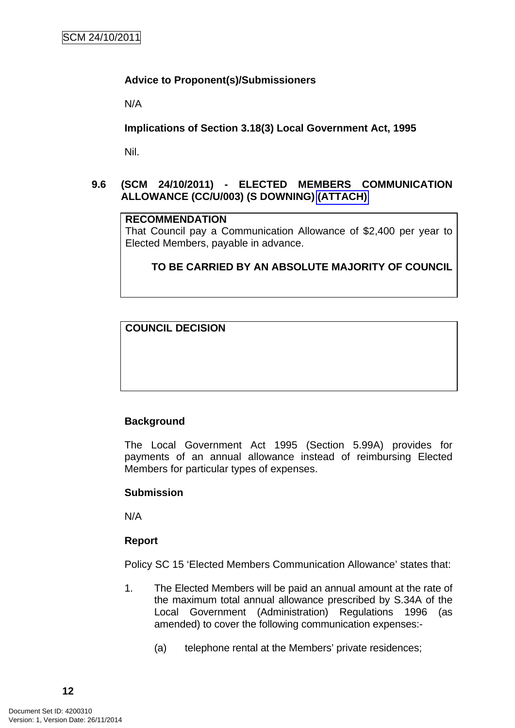**Advice to Proponent(s)/Submissioners**

N/A

**Implications of Section 3.18(3) Local Government Act, 1995**

Nil.

## 9.6 (SCM 24/10/2011) - ELECTED MEMBERS COMMUNICATION ALLOWANCE (CC/U/003) (S DOWNING) (ATTACH)

| **RECOMMENDATION** |
| --- |
| That Council pay a Communication Allowance of $2,400 per year to Elected Members, payable in advance. |
| **TO BE CARRIED BY AN ABSOLUTE MAJORITY OF COUNCIL** |

| **COUNCIL DECISION** |
| --- |
| |

**Background**

The Local Government Act 1995 (Section 5.99A) provides for payments of an annual allowance instead of reimbursing Elected Members for particular types of expenses.

**Submission**

N/A

**Report**

Policy SC 15 ‘Elected Members Communication Allowance’ states that:

1. The Elected Members will be paid an annual amount at the rate of the maximum total annual allowance prescribed by S.34A of the Local Government (Administration) Regulations 1996 (as amended) to cover the following communication expenses:-

   (a) telephone rental at the Members’ private residences;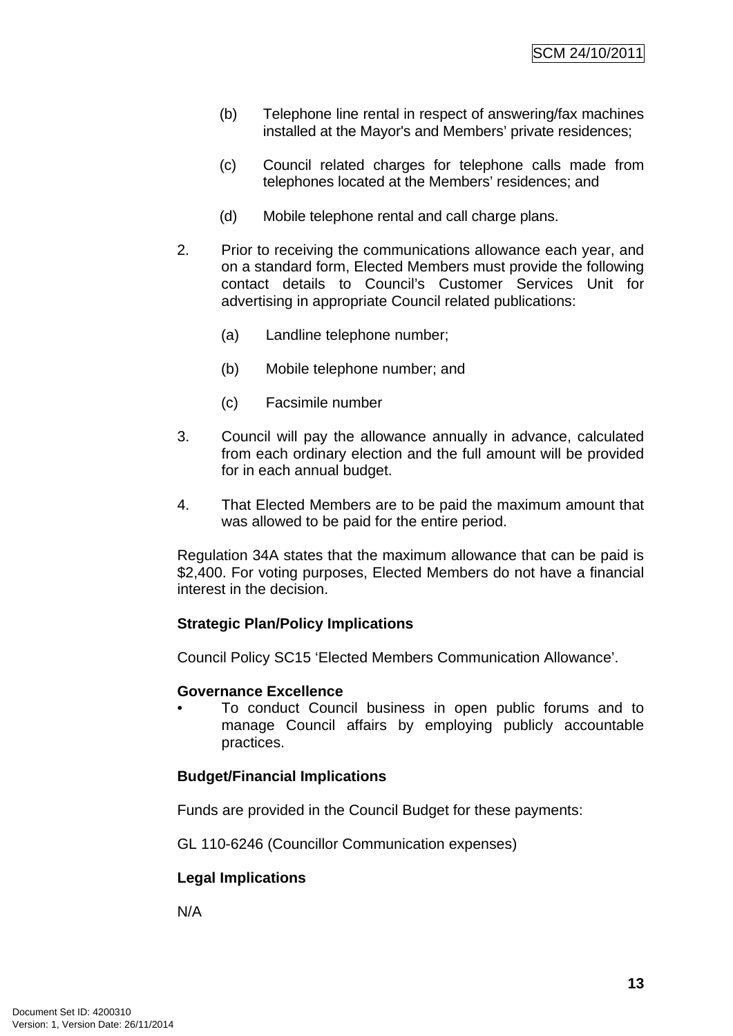(b) Telephone line rental in respect of answering/fax machines installed at the Mayor's and Members' private residences;

(c) Council related charges for telephone calls made from telephones located at the Members' residences; and

(d) Mobile telephone rental and call charge plans.

2. Prior to receiving the communications allowance each year, and on a standard form, Elected Members must provide the following contact details to Council's Customer Services Unit for advertising in appropriate Council related publications:

   (a) Landline telephone number;

   (b) Mobile telephone number; and

   (c) Facsimile number

3. Council will pay the allowance annually in advance, calculated from each ordinary election and the full amount will be provided for in each annual budget.

4. That Elected Members are to be paid the maximum amount that was allowed to be paid for the entire period.

Regulation 34A states that the maximum allowance that can be paid is $2,400. For voting purposes, Elected Members do not have a financial interest in the decision.

**Strategic Plan/Policy Implications**

Council Policy SC15 'Elected Members Communication Allowance'.

**Governance Excellence**

- To conduct Council business in open public forums and to manage Council affairs by employing publicly accountable practices.

**Budget/Financial Implications**

Funds are provided in the Council Budget for these payments:

GL 110-6246 (Councillor Communication expenses)

**Legal Implications**

N/A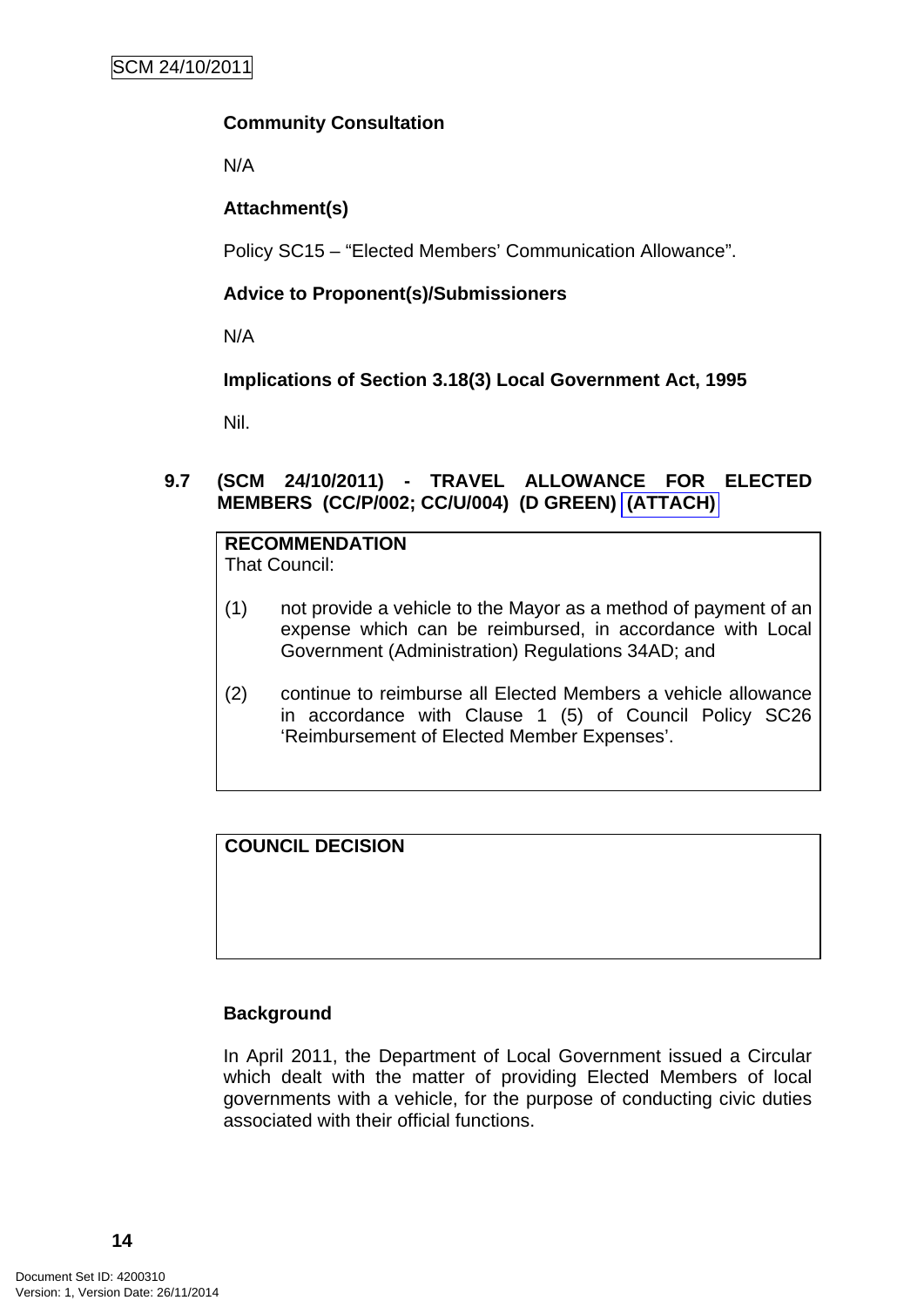**Community Consultation**

N/A

**Attachment(s)**

Policy SC15 – "Elected Members' Communication Allowance".

**Advice to Proponent(s)/Submissioners**

N/A

**Implications of Section 3.18(3) Local Government Act, 1995**

Nil.

## 9.7 (SCM 24/10/2011) - TRAVEL ALLOWANCE FOR ELECTED MEMBERS (CC/P/002; CC/U/004) (D GREEN) (ATTACH)

**RECOMMENDATION**

That Council:

(1) not provide a vehicle to the Mayor as a method of payment of an expense which can be reimbursed, in accordance with Local Government (Administration) Regulations 34AD; and

(2) continue to reimburse all Elected Members a vehicle allowance in accordance with Clause 1 (5) of Council Policy SC26 'Reimbursement of Elected Member Expenses'.

**COUNCIL DECISION**

**Background**

In April 2011, the Department of Local Government issued a Circular which dealt with the matter of providing Elected Members of local governments with a vehicle, for the purpose of conducting civic duties associated with their official functions.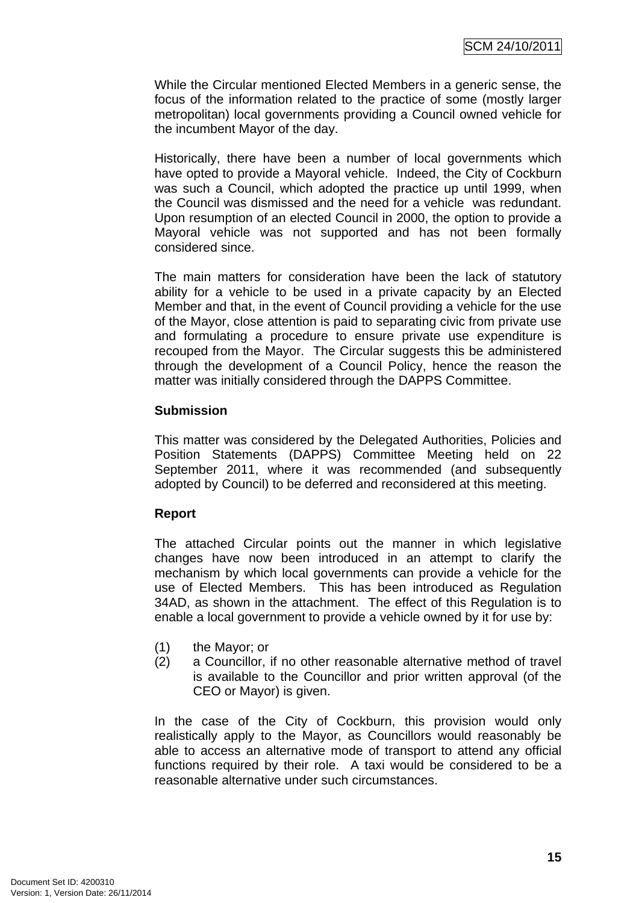While the Circular mentioned Elected Members in a generic sense, the focus of the information related to the practice of some (mostly larger metropolitan) local governments providing a Council owned vehicle for the incumbent Mayor of the day.

Historically, there have been a number of local governments which have opted to provide a Mayoral vehicle. Indeed, the City of Cockburn was such a Council, which adopted the practice up until 1999, when the Council was dismissed and the need for a vehicle was redundant. Upon resumption of an elected Council in 2000, the option to provide a Mayoral vehicle was not supported and has not been formally considered since.

The main matters for consideration have been the lack of statutory ability for a vehicle to be used in a private capacity by an Elected Member and that, in the event of Council providing a vehicle for the use of the Mayor, close attention is paid to separating civic from private use and formulating a procedure to ensure private use expenditure is recouped from the Mayor. The Circular suggests this be administered through the development of a Council Policy, hence the reason the matter was initially considered through the DAPPS Committee.

**Submission**

This matter was considered by the Delegated Authorities, Policies and Position Statements (DAPPS) Committee Meeting held on 22 September 2011, where it was recommended (and subsequently adopted by Council) to be deferred and reconsidered at this meeting.

**Report**

The attached Circular points out the manner in which legislative changes have now been introduced in an attempt to clarify the mechanism by which local governments can provide a vehicle for the use of Elected Members. This has been introduced as Regulation 34AD, as shown in the attachment. The effect of this Regulation is to enable a local government to provide a vehicle owned by it for use by:

(1) the Mayor; or
(2) a Councillor, if no other reasonable alternative method of travel is available to the Councillor and prior written approval (of the CEO or Mayor) is given.

In the case of the City of Cockburn, this provision would only realistically apply to the Mayor, as Councillors would reasonably be able to access an alternative mode of transport to attend any official functions required by their role. A taxi would be considered to be a reasonable alternative under such circumstances.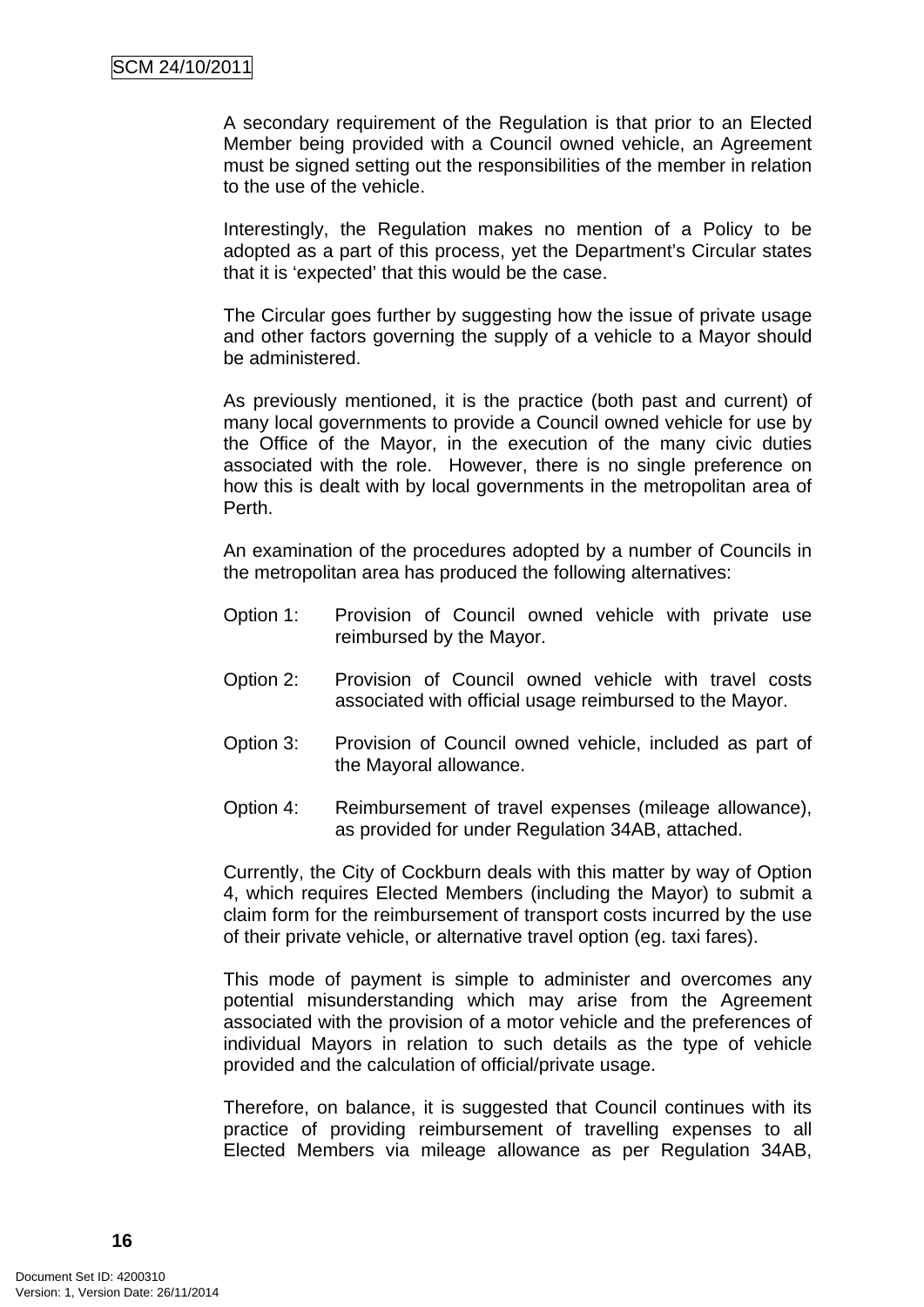A secondary requirement of the Regulation is that prior to an Elected Member being provided with a Council owned vehicle, an Agreement must be signed setting out the responsibilities of the member in relation to the use of the vehicle.

Interestingly, the Regulation makes no mention of a Policy to be adopted as a part of this process, yet the Department's Circular states that it is 'expected' that this would be the case.

The Circular goes further by suggesting how the issue of private usage and other factors governing the supply of a vehicle to a Mayor should be administered.

As previously mentioned, it is the practice (both past and current) of many local governments to provide a Council owned vehicle for use by the Office of the Mayor, in the execution of the many civic duties associated with the role. However, there is no single preference on how this is dealt with by local governments in the metropolitan area of Perth.

An examination of the procedures adopted by a number of Councils in the metropolitan area has produced the following alternatives:

Option 1: Provision of Council owned vehicle with private use reimbursed by the Mayor.

Option 2: Provision of Council owned vehicle with travel costs associated with official usage reimbursed to the Mayor.

Option 3: Provision of Council owned vehicle, included as part of the Mayoral allowance.

Option 4: Reimbursement of travel expenses (mileage allowance), as provided for under Regulation 34AB, attached.

Currently, the City of Cockburn deals with this matter by way of Option 4, which requires Elected Members (including the Mayor) to submit a claim form for the reimbursement of transport costs incurred by the use of their private vehicle, or alternative travel option (eg. taxi fares).

This mode of payment is simple to administer and overcomes any potential misunderstanding which may arise from the Agreement associated with the provision of a motor vehicle and the preferences of individual Mayors in relation to such details as the type of vehicle provided and the calculation of official/private usage.

Therefore, on balance, it is suggested that Council continues with its practice of providing reimbursement of travelling expenses to all Elected Members via mileage allowance as per Regulation 34AB,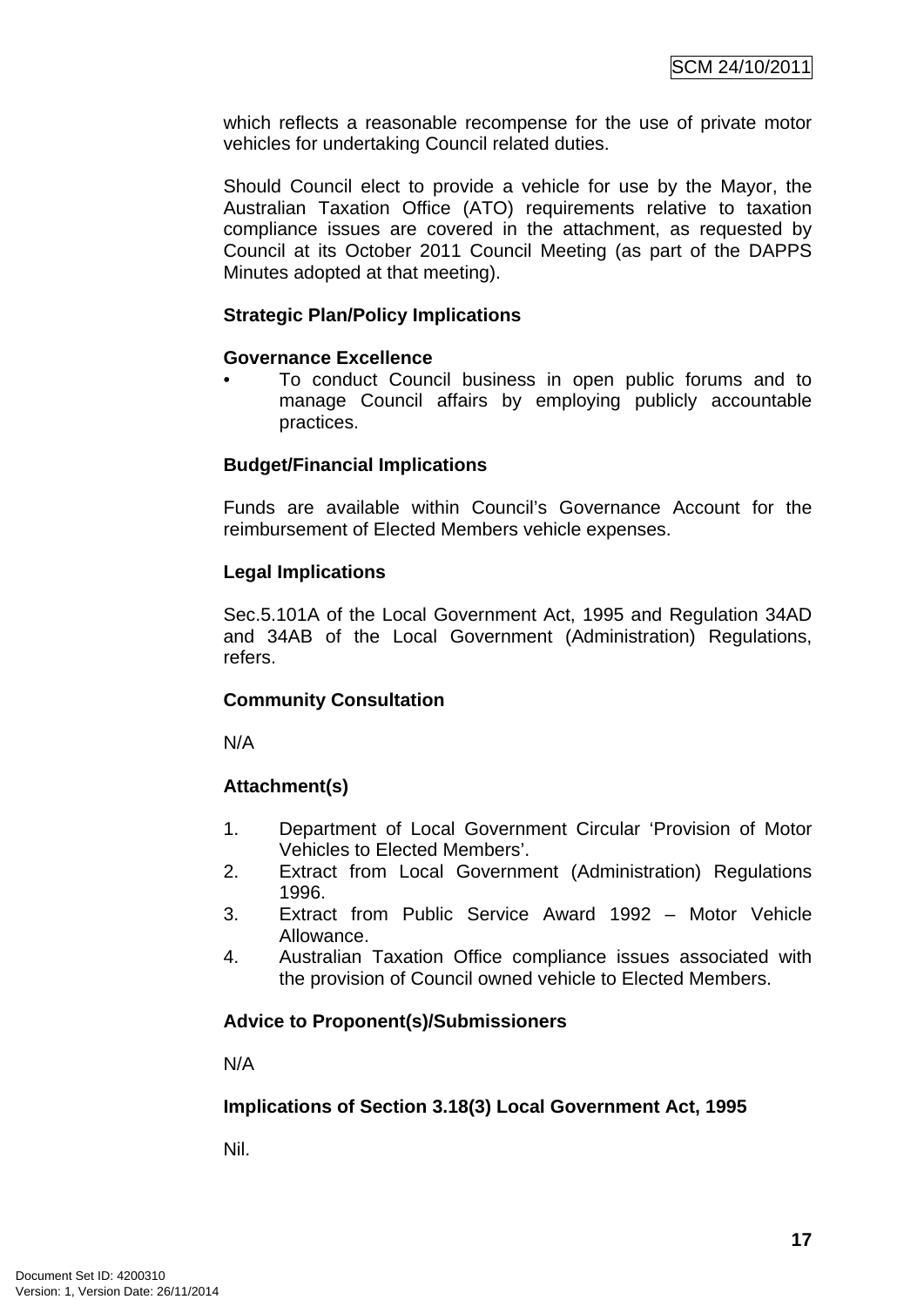which reflects a reasonable recompense for the use of private motor vehicles for undertaking Council related duties.

Should Council elect to provide a vehicle for use by the Mayor, the Australian Taxation Office (ATO) requirements relative to taxation compliance issues are covered in the attachment, as requested by Council at its October 2011 Council Meeting (as part of the DAPPS Minutes adopted at that meeting).

**Strategic Plan/Policy Implications**

**Governance Excellence**

- To conduct Council business in open public forums and to manage Council affairs by employing publicly accountable practices.

**Budget/Financial Implications**

Funds are available within Council's Governance Account for the reimbursement of Elected Members vehicle expenses.

**Legal Implications**

Sec.5.101A of the Local Government Act, 1995 and Regulation 34AD and 34AB of the Local Government (Administration) Regulations, refers.

**Community Consultation**

N/A

**Attachment(s)**

1. Department of Local Government Circular 'Provision of Motor Vehicles to Elected Members'.
2. Extract from Local Government (Administration) Regulations 1996.
3. Extract from Public Service Award 1992 – Motor Vehicle Allowance.
4. Australian Taxation Office compliance issues associated with the provision of Council owned vehicle to Elected Members.

**Advice to Proponent(s)/Submissioners**

N/A

**Implications of Section 3.18(3) Local Government Act, 1995**

Nil.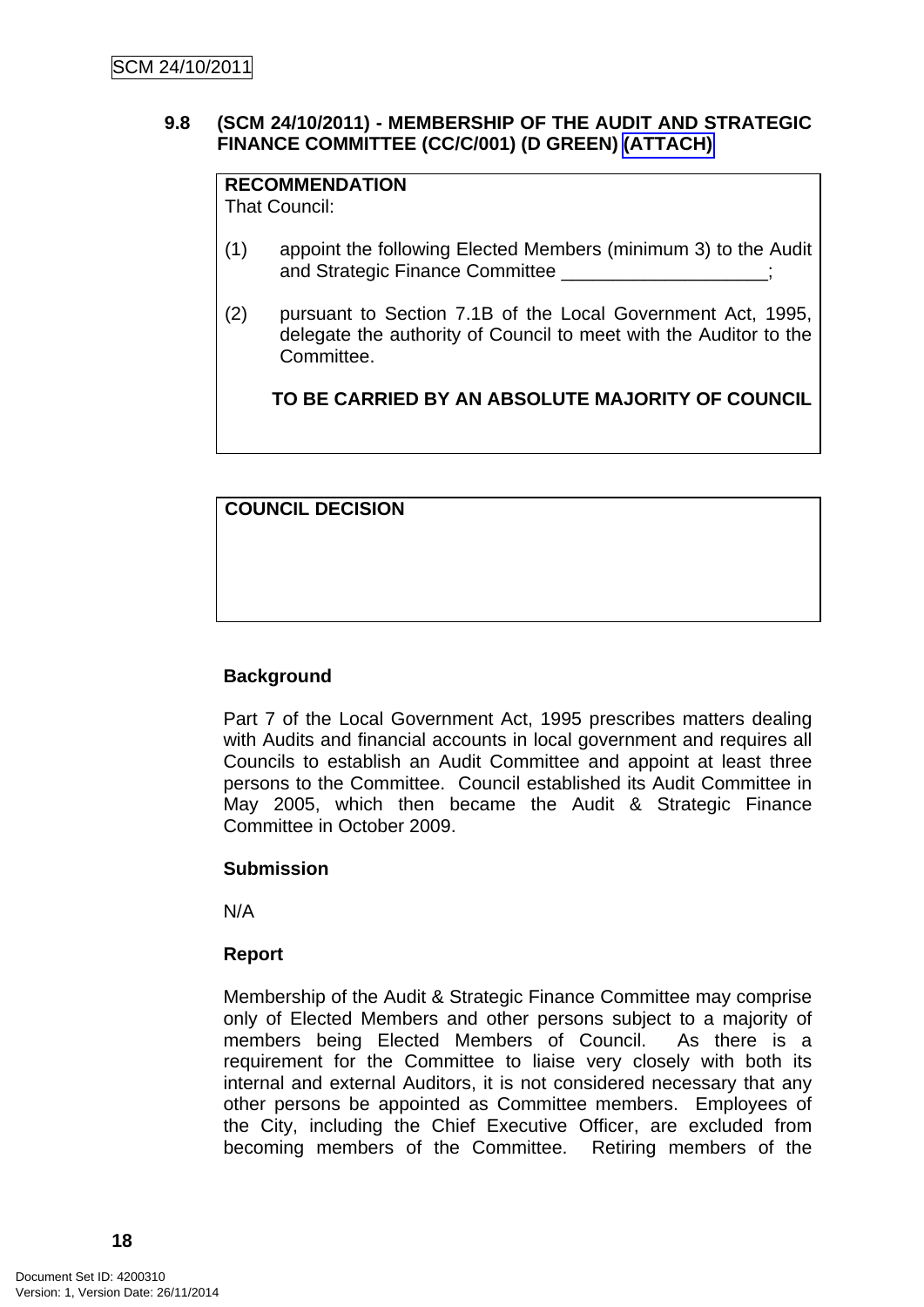## 9.8 (SCM 24/10/2011) - MEMBERSHIP OF THE AUDIT AND STRATEGIC FINANCE COMMITTEE (CC/C/001) (D GREEN) (ATTACH)

**RECOMMENDATION**

That Council:

(1) appoint the following Elected Members (minimum 3) to the Audit and Strategic Finance Committee ____________________;

(2) pursuant to Section 7.1B of the Local Government Act, 1995, delegate the authority of Council to meet with the Auditor to the Committee.

**TO BE CARRIED BY AN ABSOLUTE MAJORITY OF COUNCIL**

**COUNCIL DECISION**

### Background

Part 7 of the Local Government Act, 1995 prescribes matters dealing with Audits and financial accounts in local government and requires all Councils to establish an Audit Committee and appoint at least three persons to the Committee. Council established its Audit Committee in May 2005, which then became the Audit & Strategic Finance Committee in October 2009.

### Submission

N/A

### Report

Membership of the Audit & Strategic Finance Committee may comprise only of Elected Members and other persons subject to a majority of members being Elected Members of Council. As there is a requirement for the Committee to liaise very closely with both its internal and external Auditors, it is not considered necessary that any other persons be appointed as Committee members. Employees of the City, including the Chief Executive Officer, are excluded from becoming members of the Committee. Retiring members of the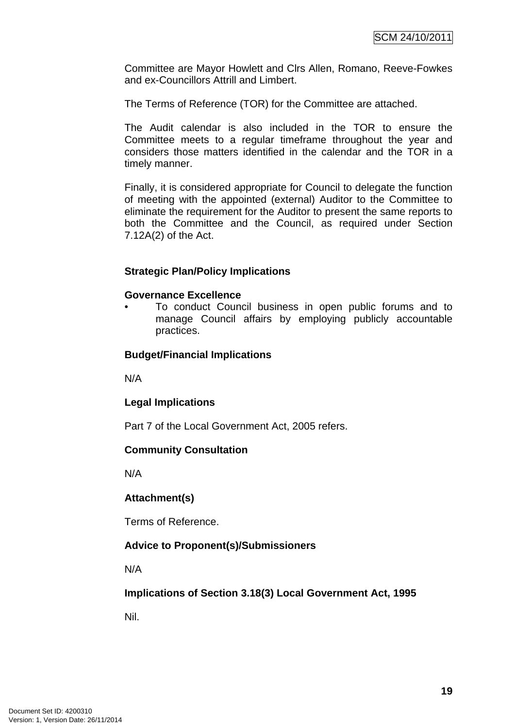Committee are Mayor Howlett and Clrs Allen, Romano, Reeve-Fowkes and ex-Councillors Attrill and Limbert.

The Terms of Reference (TOR) for the Committee are attached.

The Audit calendar is also included in the TOR to ensure the Committee meets to a regular timeframe throughout the year and considers those matters identified in the calendar and the TOR in a timely manner.

Finally, it is considered appropriate for Council to delegate the function of meeting with the appointed (external) Auditor to the Committee to eliminate the requirement for the Auditor to present the same reports to both the Committee and the Council, as required under Section 7.12A(2) of the Act.

**Strategic Plan/Policy Implications**

**Governance Excellence**

- To conduct Council business in open public forums and to manage Council affairs by employing publicly accountable practices.

**Budget/Financial Implications**

N/A

**Legal Implications**

Part 7 of the Local Government Act, 2005 refers.

**Community Consultation**

N/A

**Attachment(s)**

Terms of Reference.

**Advice to Proponent(s)/Submissioners**

N/A

**Implications of Section 3.18(3) Local Government Act, 1995**

Nil.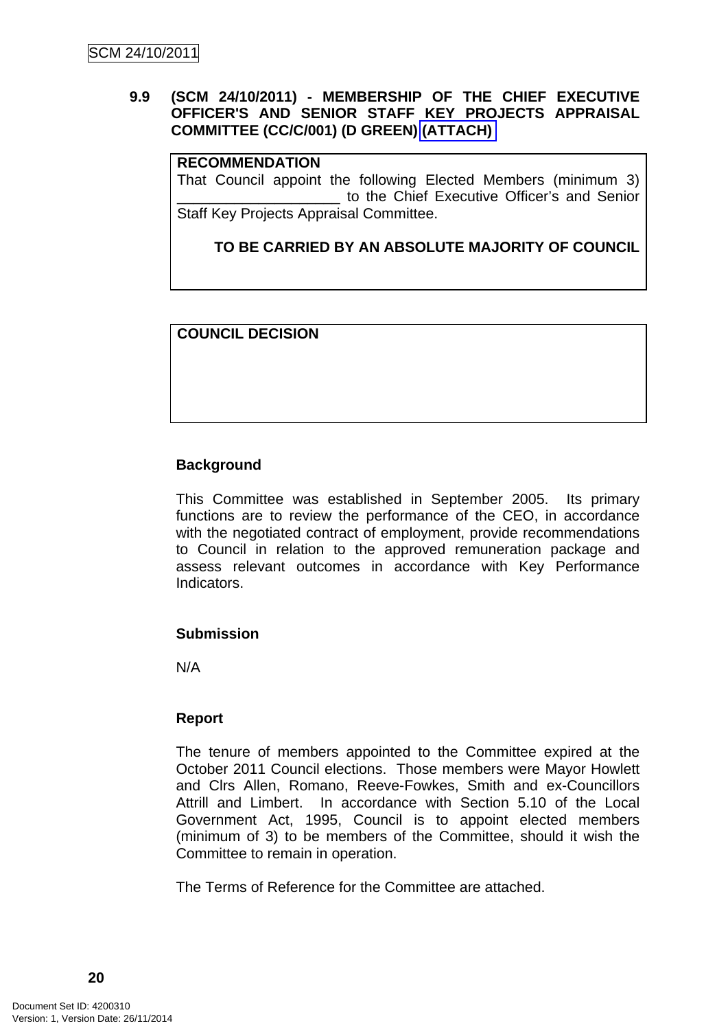### 9.9 (SCM 24/10/2011) - MEMBERSHIP OF THE CHIEF EXECUTIVE OFFICER'S AND SENIOR STAFF KEY PROJECTS APPRAISAL COMMITTEE (CC/C/001) (D GREEN) (ATTACH)

| |
|---|
| **RECOMMENDATION**<br>That Council appoint the following Elected Members (minimum 3) ____________________ to the Chief Executive Officer's and Senior Staff Key Projects Appraisal Committee.<br><br>**TO BE CARRIED BY AN ABSOLUTE MAJORITY OF COUNCIL** |

| |
|---|
| **COUNCIL DECISION** |

**Background**

This Committee was established in September 2005. Its primary functions are to review the performance of the CEO, in accordance with the negotiated contract of employment, provide recommendations to Council in relation to the approved remuneration package and assess relevant outcomes in accordance with Key Performance Indicators.

**Submission**

N/A

**Report**

The tenure of members appointed to the Committee expired at the October 2011 Council elections. Those members were Mayor Howlett and Clrs Allen, Romano, Reeve-Fowkes, Smith and ex-Councillors Attrill and Limbert. In accordance with Section 5.10 of the Local Government Act, 1995, Council is to appoint elected members (minimum of 3) to be members of the Committee, should it wish the Committee to remain in operation.

The Terms of Reference for the Committee are attached.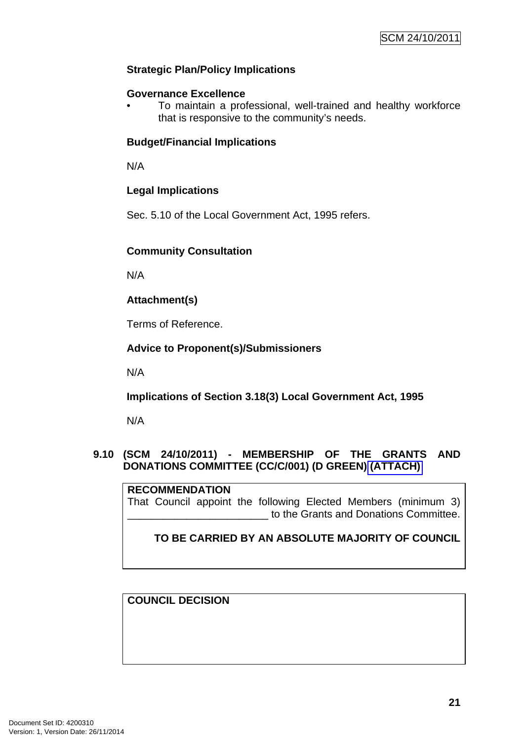**Strategic Plan/Policy Implications**

**Governance Excellence**

- To maintain a professional, well-trained and healthy workforce that is responsive to the community's needs.

**Budget/Financial Implications**

N/A

**Legal Implications**

Sec. 5.10 of the Local Government Act, 1995 refers.

**Community Consultation**

N/A

**Attachment(s)**

Terms of Reference.

**Advice to Proponent(s)/Submissioners**

N/A

**Implications of Section 3.18(3) Local Government Act, 1995**

N/A

## 9.10 (SCM 24/10/2011) - MEMBERSHIP OF THE GRANTS AND DONATIONS COMMITTEE (CC/C/001) (D GREEN) (ATTACH)

**RECOMMENDATION**

That Council appoint the following Elected Members (minimum 3) ________________________ to the Grants and Donations Committee.

**TO BE CARRIED BY AN ABSOLUTE MAJORITY OF COUNCIL**

**COUNCIL DECISION**

Document Set ID: 4200310
Version: 1, Version Date: 26/11/2014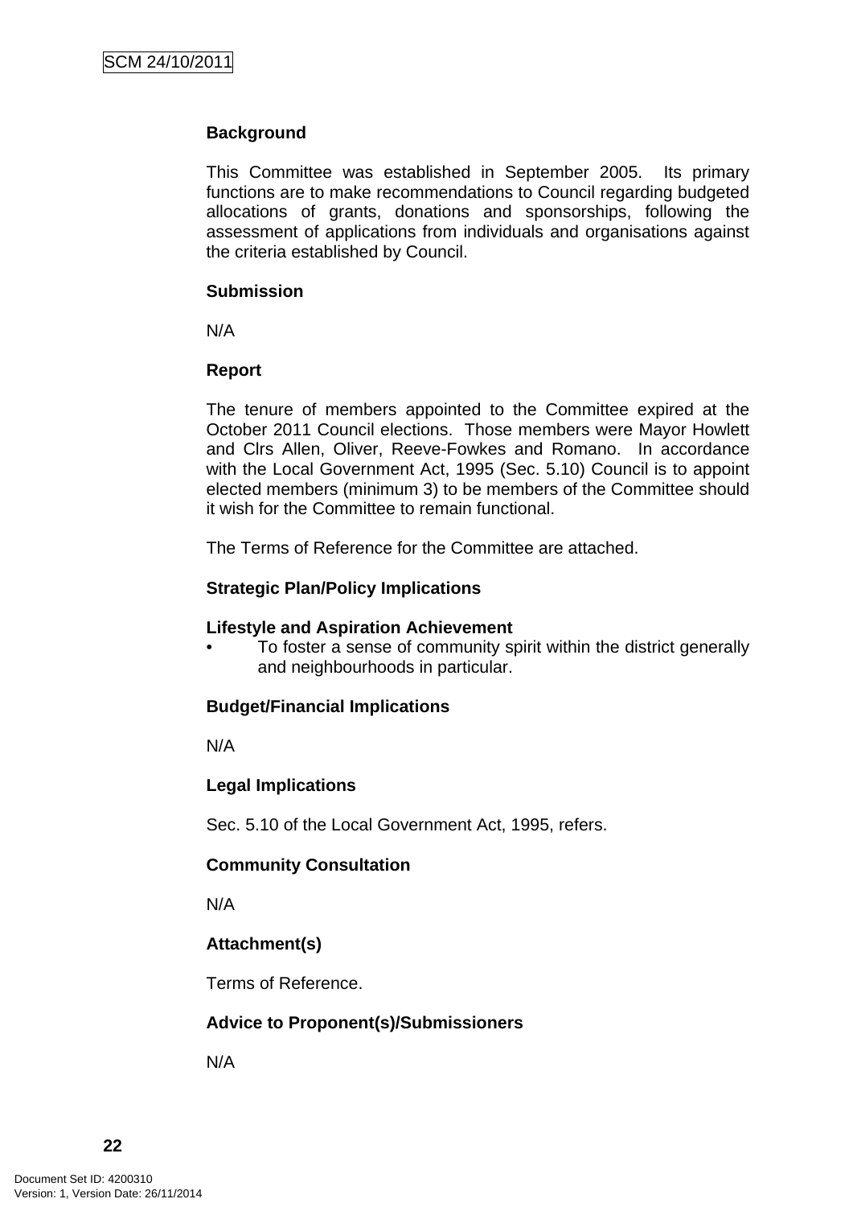**Background**

This Committee was established in September 2005. Its primary functions are to make recommendations to Council regarding budgeted allocations of grants, donations and sponsorships, following the assessment of applications from individuals and organisations against the criteria established by Council.

**Submission**

N/A

**Report**

The tenure of members appointed to the Committee expired at the October 2011 Council elections. Those members were Mayor Howlett and Clrs Allen, Oliver, Reeve-Fowkes and Romano. In accordance with the Local Government Act, 1995 (Sec. 5.10) Council is to appoint elected members (minimum 3) to be members of the Committee should it wish for the Committee to remain functional.

The Terms of Reference for the Committee are attached.

**Strategic Plan/Policy Implications**

**Lifestyle and Aspiration Achievement**

- To foster a sense of community spirit within the district generally and neighbourhoods in particular.

**Budget/Financial Implications**

N/A

**Legal Implications**

Sec. 5.10 of the Local Government Act, 1995, refers.

**Community Consultation**

N/A

**Attachment(s)**

Terms of Reference.

**Advice to Proponent(s)/Submissioners**

N/A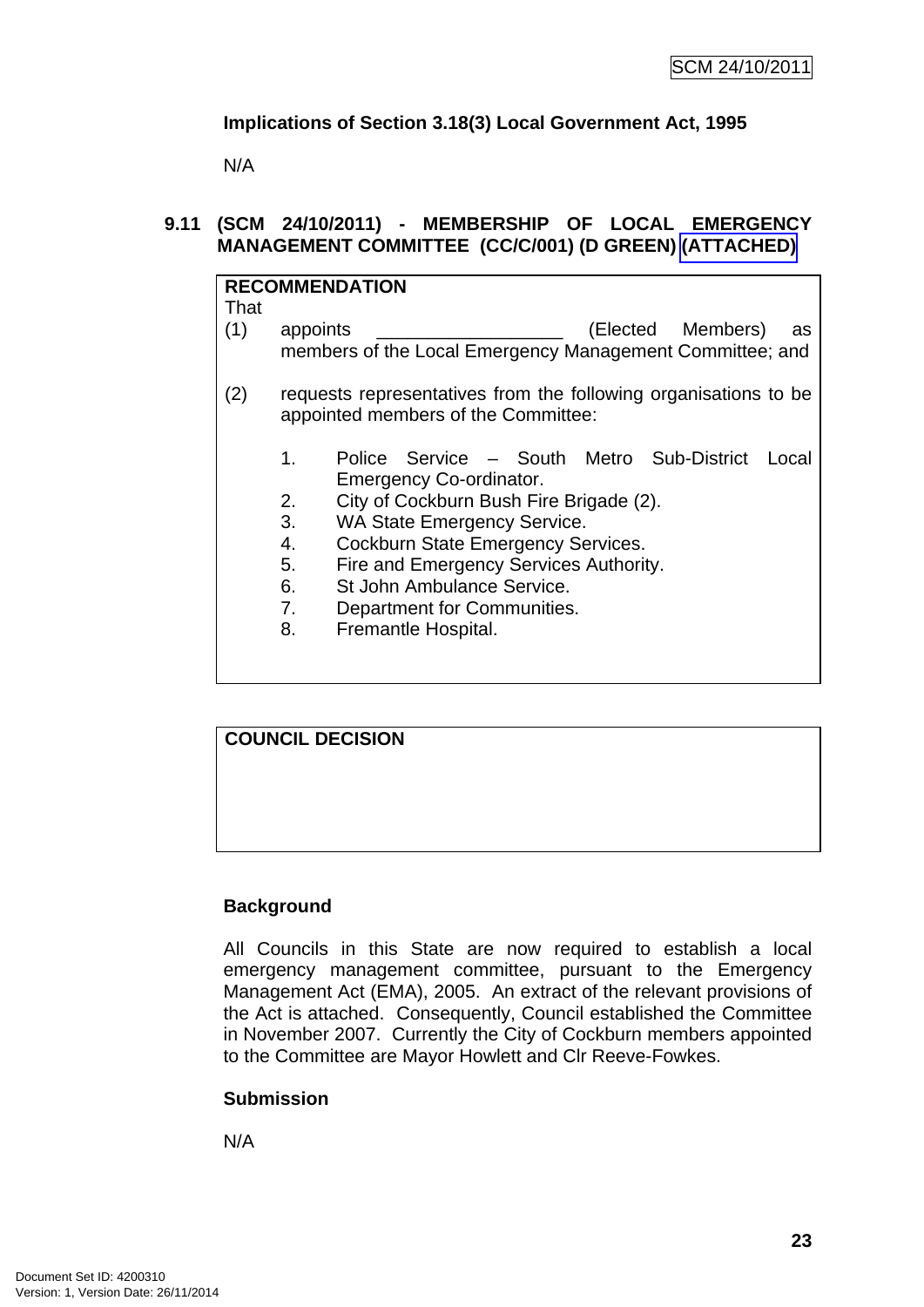**Implications of Section 3.18(3) Local Government Act, 1995**

N/A

### 9.11 (SCM 24/10/2011) - MEMBERSHIP OF LOCAL EMERGENCY MANAGEMENT COMMITTEE (CC/C/001) (D GREEN) (ATTACHED)

**RECOMMENDATION**

That

(1) appoints __________________ (Elected Members) as members of the Local Emergency Management Committee; and

(2) requests representatives from the following organisations to be appointed members of the Committee:

1. Police Service – South Metro Sub-District Local Emergency Co-ordinator.
2. City of Cockburn Bush Fire Brigade (2).
3. WA State Emergency Service.
4. Cockburn State Emergency Services.
5. Fire and Emergency Services Authority.
6. St John Ambulance Service.
7. Department for Communities.
8. Fremantle Hospital.

**COUNCIL DECISION**

**Background**

All Councils in this State are now required to establish a local emergency management committee, pursuant to the Emergency Management Act (EMA), 2005. An extract of the relevant provisions of the Act is attached. Consequently, Council established the Committee in November 2007. Currently the City of Cockburn members appointed to the Committee are Mayor Howlett and Clr Reeve-Fowkes.

**Submission**

N/A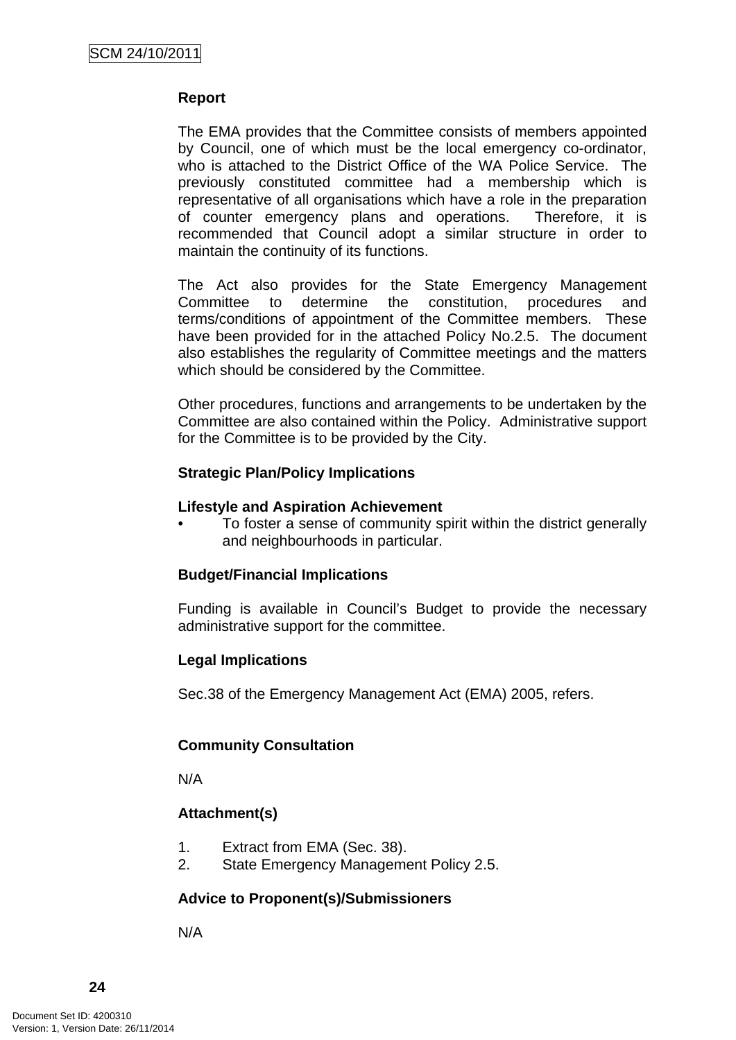**Report**

The EMA provides that the Committee consists of members appointed by Council, one of which must be the local emergency co-ordinator, who is attached to the District Office of the WA Police Service. The previously constituted committee had a membership which is representative of all organisations which have a role in the preparation of counter emergency plans and operations. Therefore, it is recommended that Council adopt a similar structure in order to maintain the continuity of its functions.

The Act also provides for the State Emergency Management Committee to determine the constitution, procedures and terms/conditions of appointment of the Committee members. These have been provided for in the attached Policy No.2.5. The document also establishes the regularity of Committee meetings and the matters which should be considered by the Committee.

Other procedures, functions and arrangements to be undertaken by the Committee are also contained within the Policy. Administrative support for the Committee is to be provided by the City.

**Strategic Plan/Policy Implications**

**Lifestyle and Aspiration Achievement**

- To foster a sense of community spirit within the district generally and neighbourhoods in particular.

**Budget/Financial Implications**

Funding is available in Council's Budget to provide the necessary administrative support for the committee.

**Legal Implications**

Sec.38 of the Emergency Management Act (EMA) 2005, refers.

**Community Consultation**

N/A

**Attachment(s)**

1. Extract from EMA (Sec. 38).
2. State Emergency Management Policy 2.5.

**Advice to Proponent(s)/Submissioners**

N/A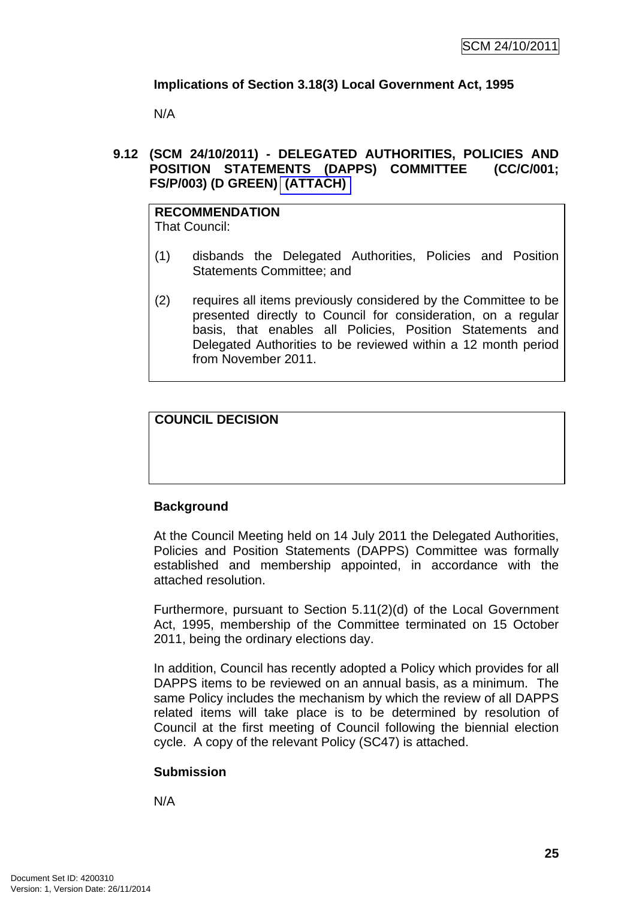**Implications of Section 3.18(3) Local Government Act, 1995**

N/A

## 9.12 (SCM 24/10/2011) - DELEGATED AUTHORITIES, POLICIES AND POSITION STATEMENTS (DAPPS) COMMITTEE (CC/C/001; FS/P/003) (D GREEN) (ATTACH)

**RECOMMENDATION**
That Council:

(1) disbands the Delegated Authorities, Policies and Position Statements Committee; and

(2) requires all items previously considered by the Committee to be presented directly to Council for consideration, on a regular basis, that enables all Policies, Position Statements and Delegated Authorities to be reviewed within a 12 month period from November 2011.

**COUNCIL DECISION**

**Background**

At the Council Meeting held on 14 July 2011 the Delegated Authorities, Policies and Position Statements (DAPPS) Committee was formally established and membership appointed, in accordance with the attached resolution.

Furthermore, pursuant to Section 5.11(2)(d) of the Local Government Act, 1995, membership of the Committee terminated on 15 October 2011, being the ordinary elections day.

In addition, Council has recently adopted a Policy which provides for all DAPPS items to be reviewed on an annual basis, as a minimum. The same Policy includes the mechanism by which the review of all DAPPS related items will take place is to be determined by resolution of Council at the first meeting of Council following the biennial election cycle. A copy of the relevant Policy (SC47) is attached.

**Submission**

N/A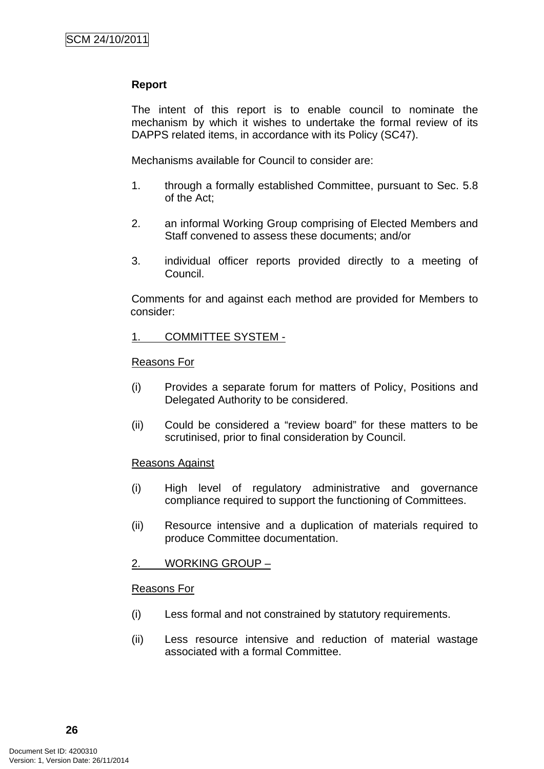**Report**

The intent of this report is to enable council to nominate the mechanism by which it wishes to undertake the formal review of its DAPPS related items, in accordance with its Policy (SC47).

Mechanisms available for Council to consider are:

1. through a formally established Committee, pursuant to Sec. 5.8 of the Act;

2. an informal Working Group comprising of Elected Members and Staff convened to assess these documents; and/or

3. individual officer reports provided directly to a meeting of Council.

Comments for and against each method are provided for Members to consider:

1. COMMITTEE SYSTEM -

Reasons For

(i) Provides a separate forum for matters of Policy, Positions and Delegated Authority to be considered.

(ii) Could be considered a "review board" for these matters to be scrutinised, prior to final consideration by Council.

Reasons Against

(i) High level of regulatory administrative and governance compliance required to support the functioning of Committees.

(ii) Resource intensive and a duplication of materials required to produce Committee documentation.

2. WORKING GROUP –

Reasons For

(i) Less formal and not constrained by statutory requirements.

(ii) Less resource intensive and reduction of material wastage associated with a formal Committee.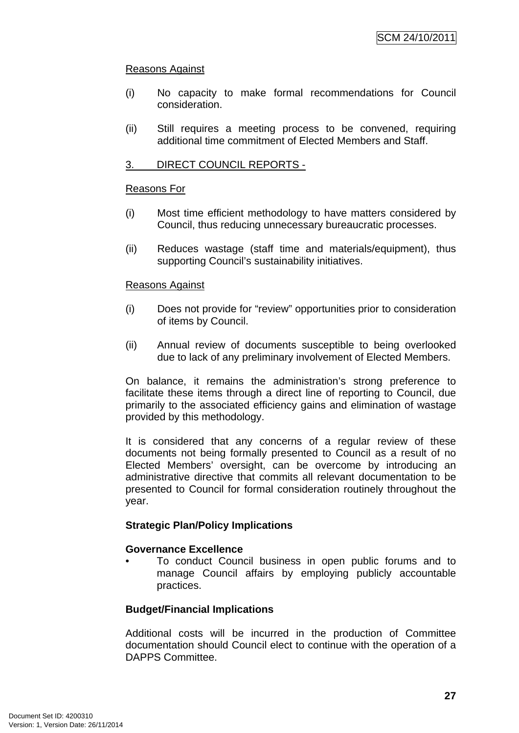Reasons Against

(i) No capacity to make formal recommendations for Council consideration.

(ii) Still requires a meeting process to be convened, requiring additional time commitment of Elected Members and Staff.

3. DIRECT COUNCIL REPORTS -

Reasons For

(i) Most time efficient methodology to have matters considered by Council, thus reducing unnecessary bureaucratic processes.

(ii) Reduces wastage (staff time and materials/equipment), thus supporting Council's sustainability initiatives.

Reasons Against

(i) Does not provide for "review" opportunities prior to consideration of items by Council.

(ii) Annual review of documents susceptible to being overlooked due to lack of any preliminary involvement of Elected Members.

On balance, it remains the administration's strong preference to facilitate these items through a direct line of reporting to Council, due primarily to the associated efficiency gains and elimination of wastage provided by this methodology.

It is considered that any concerns of a regular review of these documents not being formally presented to Council as a result of no Elected Members' oversight, can be overcome by introducing an administrative directive that commits all relevant documentation to be presented to Council for formal consideration routinely throughout the year.

**Strategic Plan/Policy Implications**

**Governance Excellence**

- To conduct Council business in open public forums and to manage Council affairs by employing publicly accountable practices.

**Budget/Financial Implications**

Additional costs will be incurred in the production of Committee documentation should Council elect to continue with the operation of a DAPPS Committee.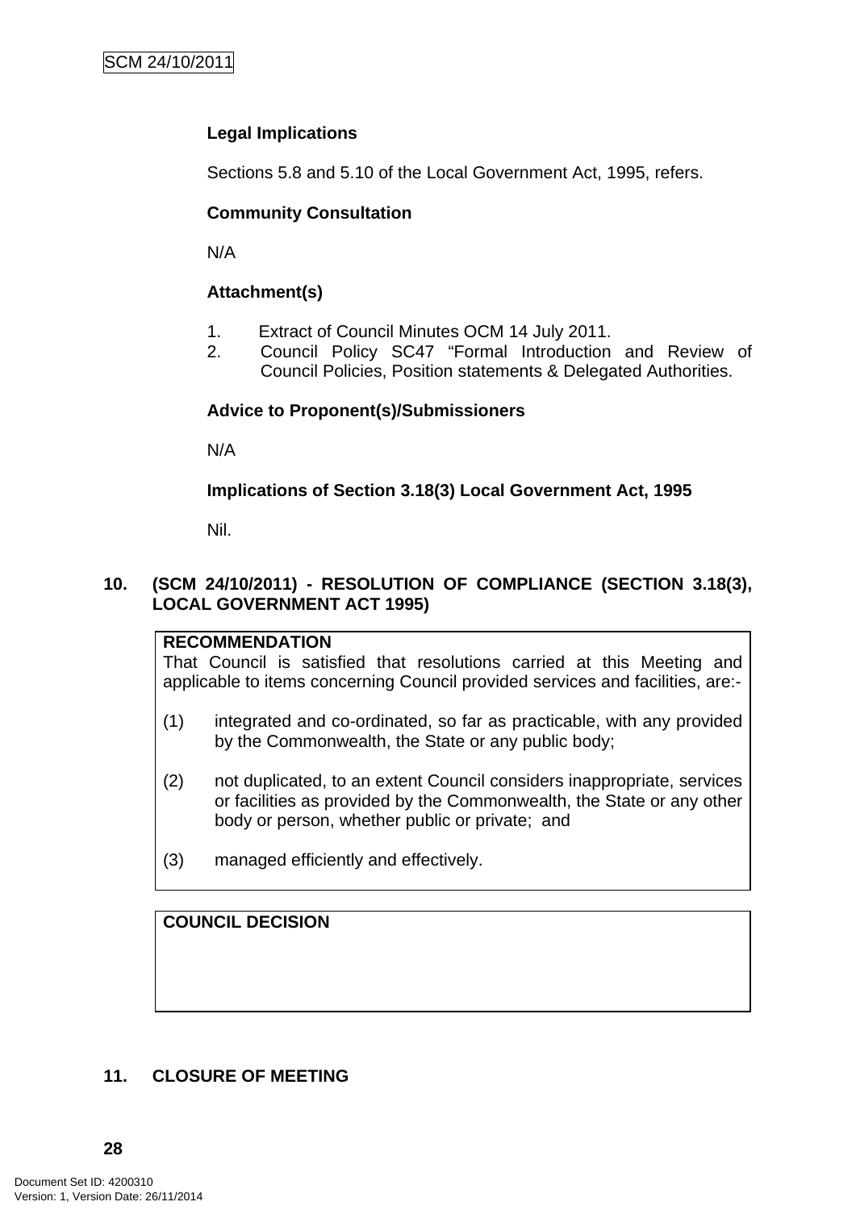**Legal Implications**

Sections 5.8 and 5.10 of the Local Government Act, 1995, refers.

**Community Consultation**

N/A

**Attachment(s)**

1. Extract of Council Minutes OCM 14 July 2011.
2. Council Policy SC47 "Formal Introduction and Review of Council Policies, Position statements & Delegated Authorities.

**Advice to Proponent(s)/Submissioners**

N/A

**Implications of Section 3.18(3) Local Government Act, 1995**

Nil.

## 10. (SCM 24/10/2011) - RESOLUTION OF COMPLIANCE (SECTION 3.18(3), LOCAL GOVERNMENT ACT 1995)

**RECOMMENDATION**

That Council is satisfied that resolutions carried at this Meeting and applicable to items concerning Council provided services and facilities, are:-

(1) integrated and co-ordinated, so far as practicable, with any provided by the Commonwealth, the State or any public body;

(2) not duplicated, to an extent Council considers inappropriate, services or facilities as provided by the Commonwealth, the State or any other body or person, whether public or private; and

(3) managed efficiently and effectively.

**COUNCIL DECISION**

## 11. CLOSURE OF MEETING

Document Set ID: 4200310
Version: 1, Version Date: 26/11/2014